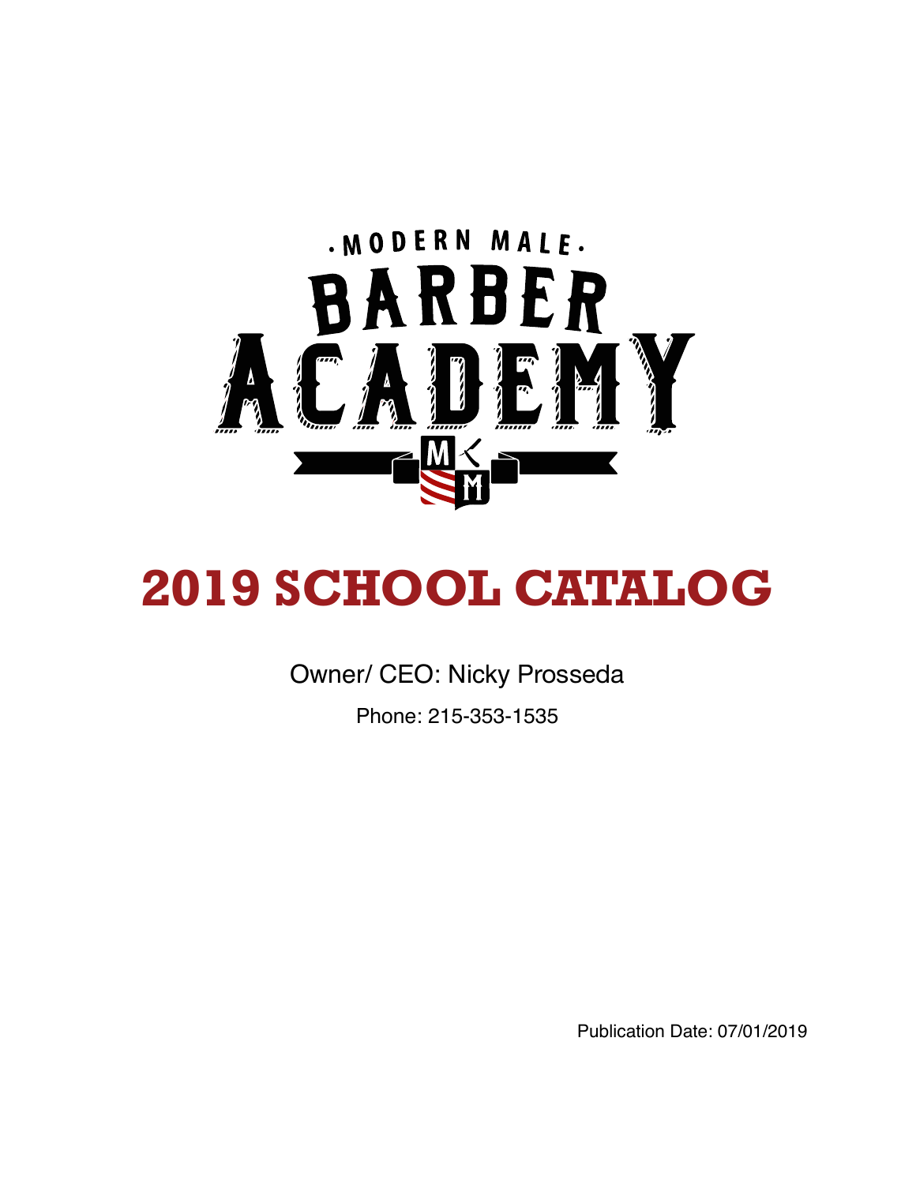MODERN MALE BARBER ACADEMY

# 2019 SCHOOL CATALOG

Owner/ CEO: Nicky Prosseda

Phone: 215-353-1535

Publication Date: 07/01/2019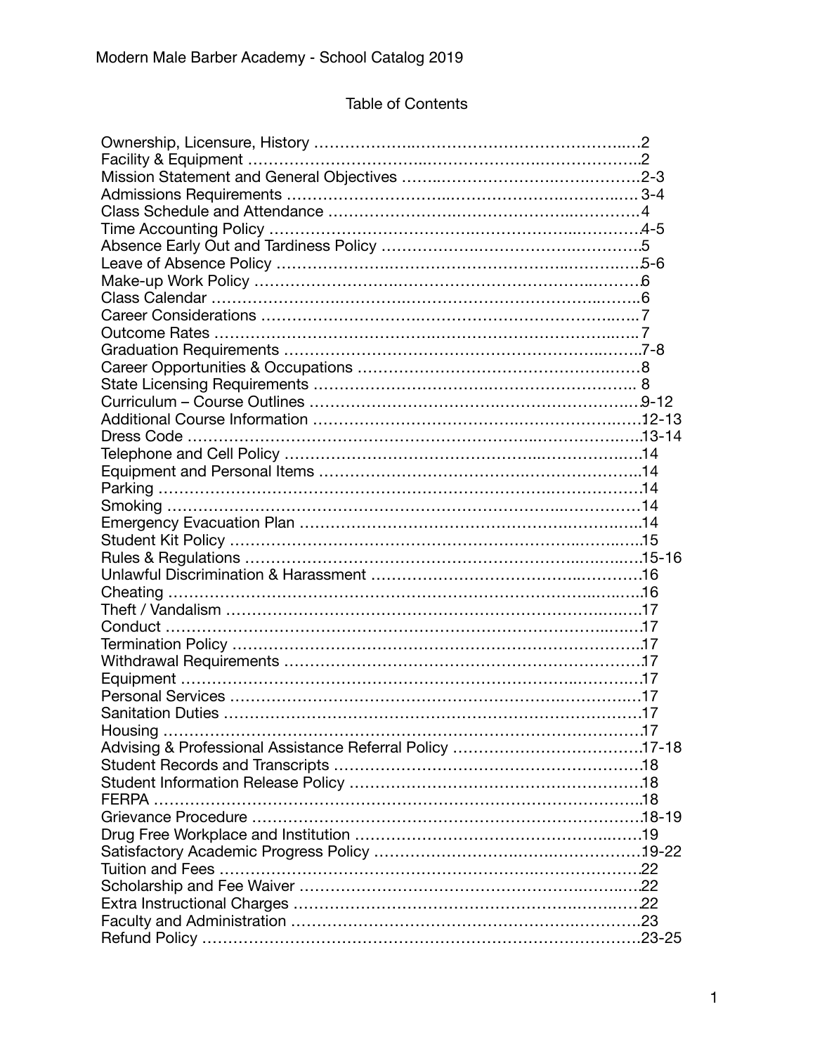# Table of Contents

| Section | Page |
|---|---|
| Ownership, Licensure, History | 2 |
| Facility & Equipment | 2 |
| Mission Statement and General Objectives | 2-3 |
| Admissions Requirements | 3-4 |
| Class Schedule and Attendance | 4 |
| Time Accounting Policy | 4-5 |
| Absence Early Out and Tardiness Policy | 5 |
| Leave of Absence Policy | 5-6 |
| Make-up Work Policy | 6 |
| Class Calendar | 6 |
| Career Considerations | 7 |
| Outcome Rates | 7 |
| Graduation Requirements | 7-8 |
| Career Opportunities & Occupations | 8 |
| State Licensing Requirements | 8 |
| Curriculum – Course Outlines | 9-12 |
| Additional Course Information | 12-13 |
| Dress Code | 13-14 |
| Telephone and Cell Policy | 14 |
| Equipment and Personal Items | 14 |
| Parking | 14 |
| Smoking | 14 |
| Emergency Evacuation Plan | 14 |
| Student Kit Policy | 15 |
| Rules & Regulations | 15-16 |
| Unlawful Discrimination & Harassment | 16 |
| Cheating | 16 |
| Theft / Vandalism | 17 |
| Conduct | 17 |
| Termination Policy | 17 |
| Withdrawal Requirements | 17 |
| Equipment | 17 |
| Personal Services | 17 |
| Sanitation Duties | 17 |
| Housing | 17 |
| Advising & Professional Assistance Referral Policy | 17-18 |
| Student Records and Transcripts | 18 |
| Student Information Release Policy | 18 |
| FERPA | 18 |
| Grievance Procedure | 18-19 |
| Drug Free Workplace and Institution | 19 |
| Satisfactory Academic Progress Policy | 19-22 |
| Tuition and Fees | 22 |
| Scholarship and Fee Waiver | 22 |
| Extra Instructional Charges | 22 |
| Faculty and Administration | 23 |
| Refund Policy | 23-25 |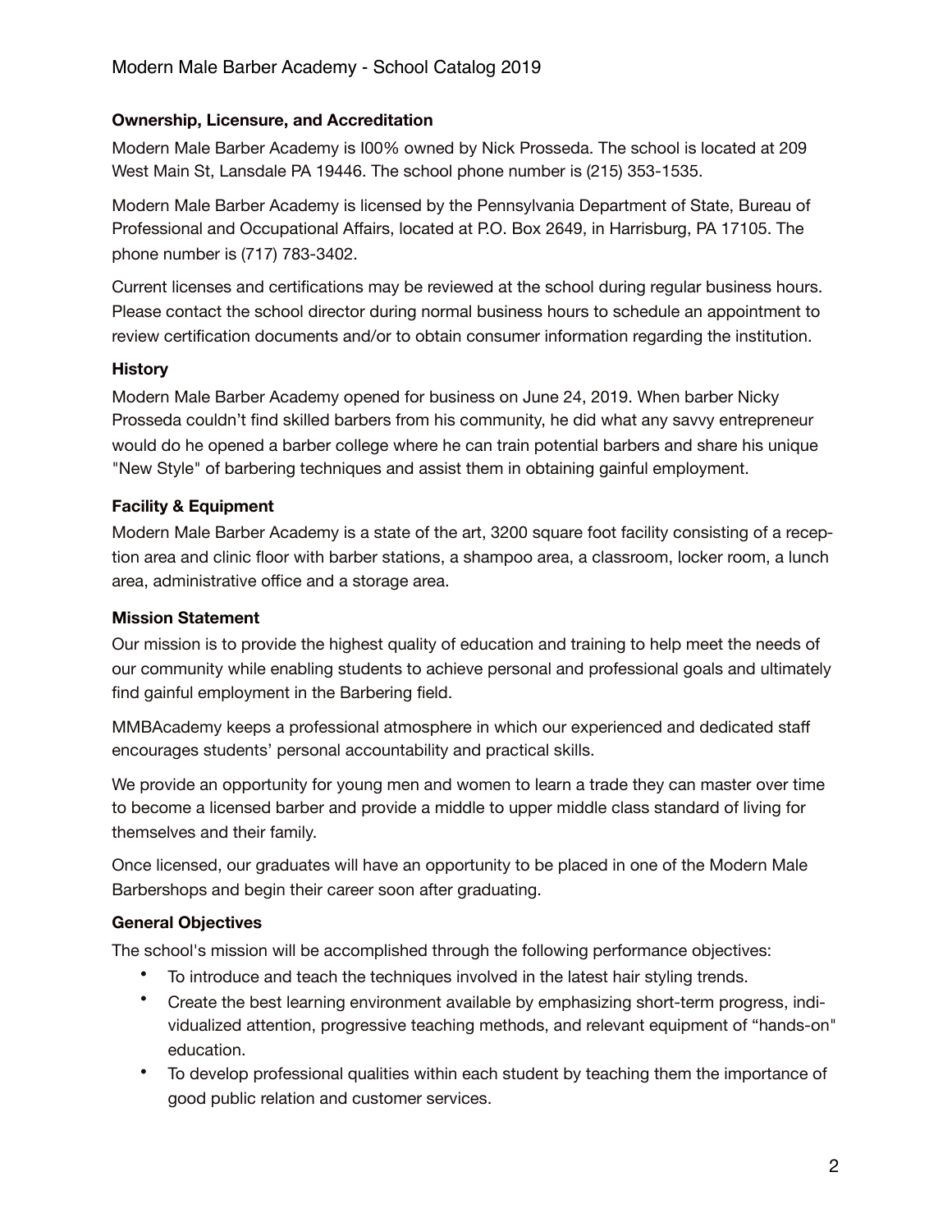### Ownership, Licensure, and Accreditation

Modern Male Barber Academy is I00% owned by Nick Prosseda. The school is located at 209 West Main St, Lansdale PA 19446. The school phone number is (215) 353-1535.

Modern Male Barber Academy is licensed by the Pennsylvania Department of State, Bureau of Professional and Occupational Affairs, located at P.O. Box 2649, in Harrisburg, PA 17105. The phone number is (717) 783-3402.

Current licenses and certifications may be reviewed at the school during regular business hours. Please contact the school director during normal business hours to schedule an appointment to review certification documents and/or to obtain consumer information regarding the institution.

### History

Modern Male Barber Academy opened for business on June 24, 2019. When barber Nicky Prosseda couldn't find skilled barbers from his community, he did what any savvy entrepreneur would do he opened a barber college where he can train potential barbers and share his unique "New Style" of barbering techniques and assist them in obtaining gainful employment.

### Facility & Equipment

Modern Male Barber Academy is a state of the art, 3200 square foot facility consisting of a reception area and clinic floor with barber stations, a shampoo area, a classroom, locker room, a lunch area, administrative office and a storage area.

### Mission Statement

Our mission is to provide the highest quality of education and training to help meet the needs of our community while enabling students to achieve personal and professional goals and ultimately find gainful employment in the Barbering field.

MMBAcademy keeps a professional atmosphere in which our experienced and dedicated staff encourages students' personal accountability and practical skills.

We provide an opportunity for young men and women to learn a trade they can master over time to become a licensed barber and provide a middle to upper middle class standard of living for themselves and their family.

Once licensed, our graduates will have an opportunity to be placed in one of the Modern Male Barbershops and begin their career soon after graduating.

### General Objectives

The school's mission will be accomplished through the following performance objectives:

- To introduce and teach the techniques involved in the latest hair styling trends.
- Create the best learning environment available by emphasizing short-term progress, individualized attention, progressive teaching methods, and relevant equipment of "hands-on" education.
- To develop professional qualities within each student by teaching them the importance of good public relation and customer services.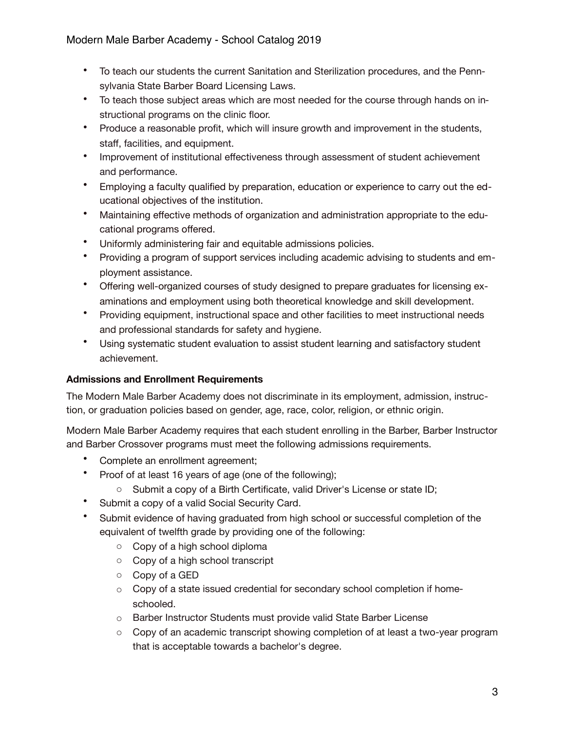- To teach our students the current Sanitation and Sterilization procedures, and the Pennsylvania State Barber Board Licensing Laws.
- To teach those subject areas which are most needed for the course through hands on instructional programs on the clinic floor.
- Produce a reasonable profit, which will insure growth and improvement in the students, staff, facilities, and equipment.
- Improvement of institutional effectiveness through assessment of student achievement and performance.
- Employing a faculty qualified by preparation, education or experience to carry out the educational objectives of the institution.
- Maintaining effective methods of organization and administration appropriate to the educational programs offered.
- Uniformly administering fair and equitable admissions policies.
- Providing a program of support services including academic advising to students and employment assistance.
- Offering well-organized courses of study designed to prepare graduates for licensing examinations and employment using both theoretical knowledge and skill development.
- Providing equipment, instructional space and other facilities to meet instructional needs and professional standards for safety and hygiene.
- Using systematic student evaluation to assist student learning and satisfactory student achievement.

**Admissions and Enrollment Requirements**

The Modern Male Barber Academy does not discriminate in its employment, admission, instruction, or graduation policies based on gender, age, race, color, religion, or ethnic origin.

Modern Male Barber Academy requires that each student enrolling in the Barber, Barber Instructor and Barber Crossover programs must meet the following admissions requirements.

- Complete an enrollment agreement;
- Proof of at least 16 years of age (one of the following);
  - Submit a copy of a Birth Certificate, valid Driver's License or state ID;
- Submit a copy of a valid Social Security Card.
- Submit evidence of having graduated from high school or successful completion of the equivalent of twelfth grade by providing one of the following:
  - Copy of a high school diploma
  - Copy of a high school transcript
  - Copy of a GED
  - Copy of a state issued credential for secondary school completion if home-schooled.
  - Barber Instructor Students must provide valid State Barber License
  - Copy of an academic transcript showing completion of at least a two-year program that is acceptable towards a bachelor's degree.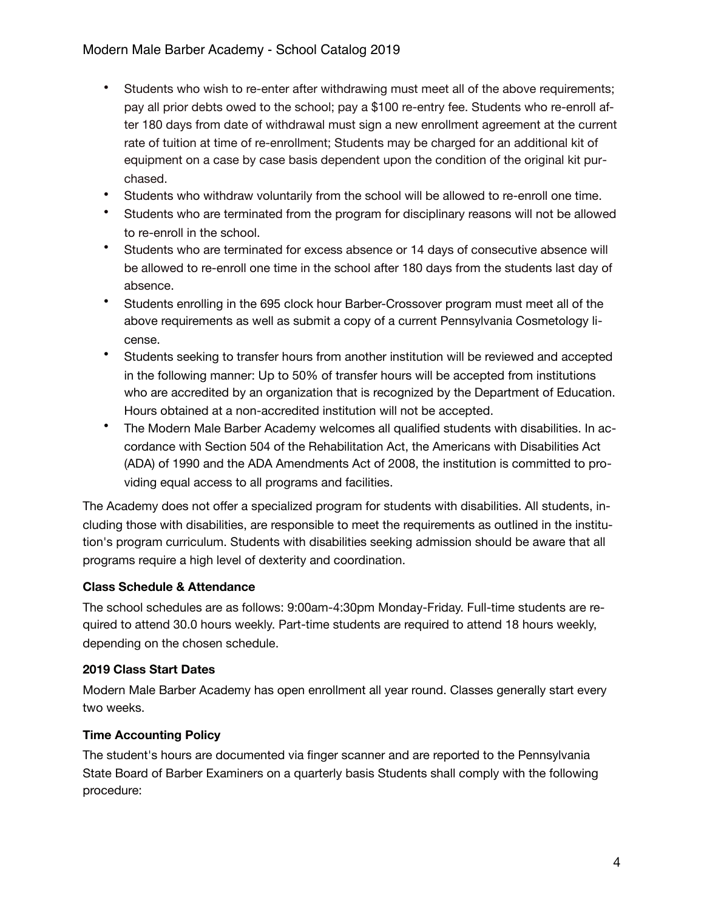- Students who wish to re-enter after withdrawing must meet all of the above requirements; pay all prior debts owed to the school; pay a $100 re-entry fee. Students who re-enroll after 180 days from date of withdrawal must sign a new enrollment agreement at the current rate of tuition at time of re-enrollment; Students may be charged for an additional kit of equipment on a case by case basis dependent upon the condition of the original kit purchased.
- Students who withdraw voluntarily from the school will be allowed to re-enroll one time.
- Students who are terminated from the program for disciplinary reasons will not be allowed to re-enroll in the school.
- Students who are terminated for excess absence or 14 days of consecutive absence will be allowed to re-enroll one time in the school after 180 days from the students last day of absence.
- Students enrolling in the 695 clock hour Barber-Crossover program must meet all of the above requirements as well as submit a copy of a current Pennsylvania Cosmetology license.
- Students seeking to transfer hours from another institution will be reviewed and accepted in the following manner: Up to 50% of transfer hours will be accepted from institutions who are accredited by an organization that is recognized by the Department of Education. Hours obtained at a non-accredited institution will not be accepted.
- The Modern Male Barber Academy welcomes all qualified students with disabilities. In accordance with Section 504 of the Rehabilitation Act, the Americans with Disabilities Act (ADA) of 1990 and the ADA Amendments Act of 2008, the institution is committed to providing equal access to all programs and facilities.

The Academy does not offer a specialized program for students with disabilities. All students, including those with disabilities, are responsible to meet the requirements as outlined in the institution's program curriculum. Students with disabilities seeking admission should be aware that all programs require a high level of dexterity and coordination.

**Class Schedule & Attendance**

The school schedules are as follows: 9:00am-4:30pm Monday-Friday. Full-time students are required to attend 30.0 hours weekly. Part-time students are required to attend 18 hours weekly, depending on the chosen schedule.

**2019 Class Start Dates**

Modern Male Barber Academy has open enrollment all year round. Classes generally start every two weeks.

**Time Accounting Policy**

The student's hours are documented via finger scanner and are reported to the Pennsylvania State Board of Barber Examiners on a quarterly basis Students shall comply with the following procedure: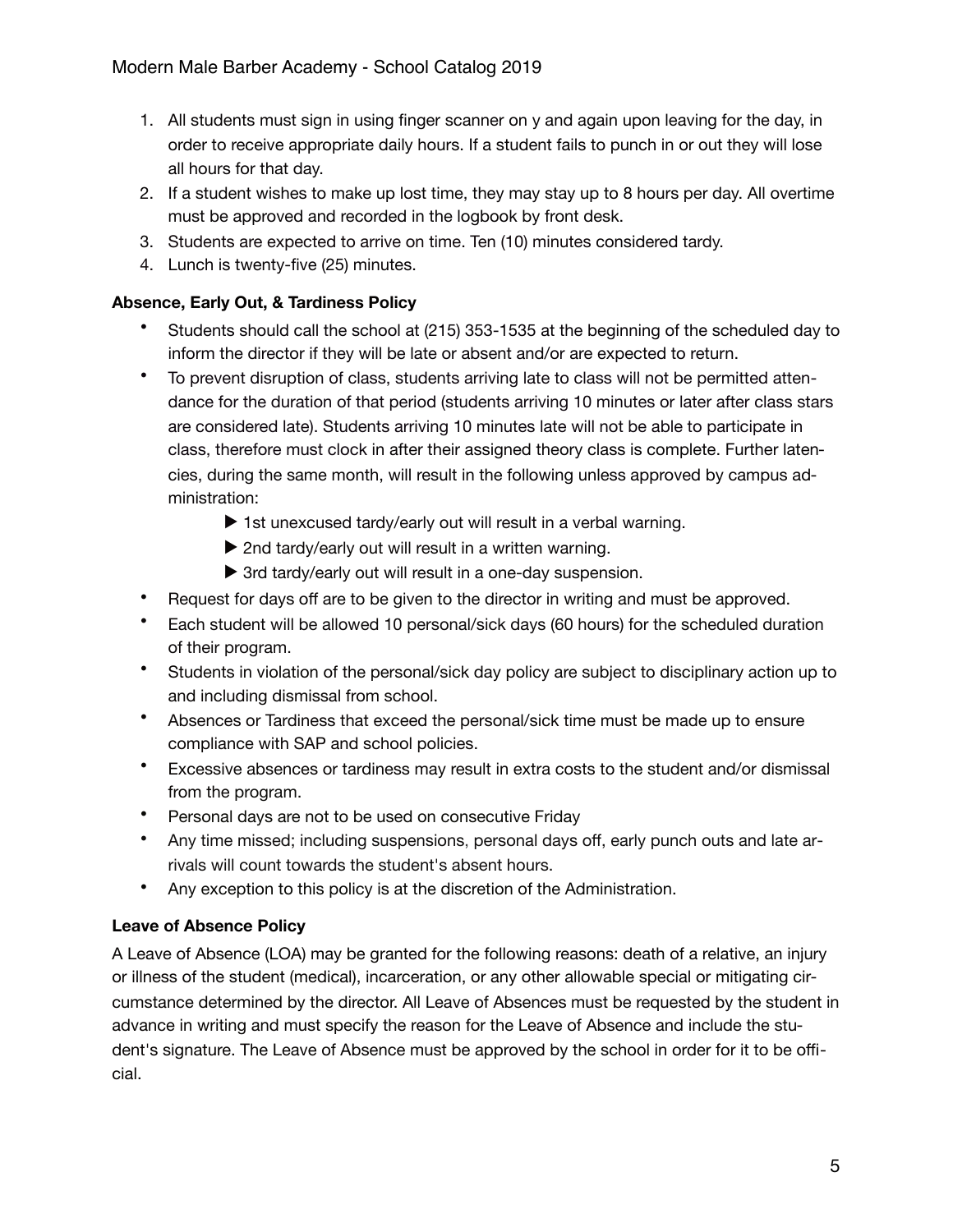1. All students must sign in using finger scanner on y and again upon leaving for the day, in order to receive appropriate daily hours. If a student fails to punch in or out they will lose all hours for that day.
2. If a student wishes to make up lost time, they may stay up to 8 hours per day. All overtime must be approved and recorded in the logbook by front desk.
3. Students are expected to arrive on time. Ten (10) minutes considered tardy.
4. Lunch is twenty-five (25) minutes.

**Absence, Early Out, & Tardiness Policy**

- Students should call the school at (215) 353-1535 at the beginning of the scheduled day to inform the director if they will be late or absent and/or are expected to return.
- To prevent disruption of class, students arriving late to class will not be permitted attendance for the duration of that period (students arriving 10 minutes or later after class stars are considered late). Students arriving 10 minutes late will not be able to participate in class, therefore must clock in after their assigned theory class is complete. Further latencies, during the same month, will result in the following unless approved by campus administration:
  - ▶ 1st unexcused tardy/early out will result in a verbal warning.
  - ▶ 2nd tardy/early out will result in a written warning.
  - ▶ 3rd tardy/early out will result in a one-day suspension.
- Request for days off are to be given to the director in writing and must be approved.
- Each student will be allowed 10 personal/sick days (60 hours) for the scheduled duration of their program.
- Students in violation of the personal/sick day policy are subject to disciplinary action up to and including dismissal from school.
- Absences or Tardiness that exceed the personal/sick time must be made up to ensure compliance with SAP and school policies.
- Excessive absences or tardiness may result in extra costs to the student and/or dismissal from the program.
- Personal days are not to be used on consecutive Friday
- Any time missed; including suspensions, personal days off, early punch outs and late arrivals will count towards the student's absent hours.
- Any exception to this policy is at the discretion of the Administration.

**Leave of Absence Policy**

A Leave of Absence (LOA) may be granted for the following reasons: death of a relative, an injury or illness of the student (medical), incarceration, or any other allowable special or mitigating circumstance determined by the director. All Leave of Absences must be requested by the student in advance in writing and must specify the reason for the Leave of Absence and include the student's signature. The Leave of Absence must be approved by the school in order for it to be official.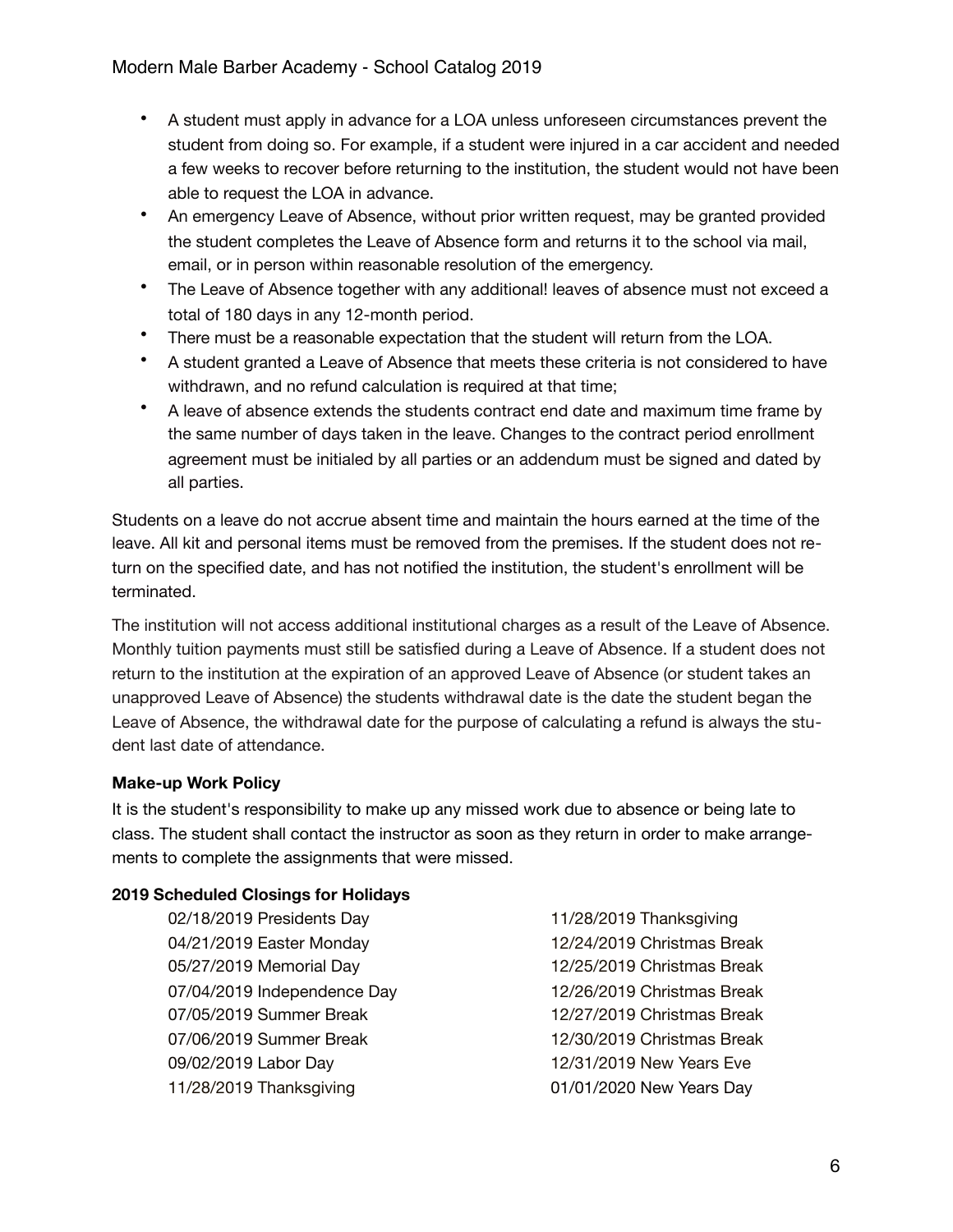- A student must apply in advance for a LOA unless unforeseen circumstances prevent the student from doing so. For example, if a student were injured in a car accident and needed a few weeks to recover before returning to the institution, the student would not have been able to request the LOA in advance.
- An emergency Leave of Absence, without prior written request, may be granted provided the student completes the Leave of Absence form and returns it to the school via mail, email, or in person within reasonable resolution of the emergency.
- The Leave of Absence together with any additional! leaves of absence must not exceed a total of 180 days in any 12-month period.
- There must be a reasonable expectation that the student will return from the LOA.
- A student granted a Leave of Absence that meets these criteria is not considered to have withdrawn, and no refund calculation is required at that time;
- A leave of absence extends the students contract end date and maximum time frame by the same number of days taken in the leave. Changes to the contract period enrollment agreement must be initialed by all parties or an addendum must be signed and dated by all parties.

Students on a leave do not accrue absent time and maintain the hours earned at the time of the leave. All kit and personal items must be removed from the premises. If the student does not return on the specified date, and has not notified the institution, the student's enrollment will be terminated.

The institution will not access additional institutional charges as a result of the Leave of Absence. Monthly tuition payments must still be satisfied during a Leave of Absence. If a student does not return to the institution at the expiration of an approved Leave of Absence (or student takes an unapproved Leave of Absence) the students withdrawal date is the date the student began the Leave of Absence, the withdrawal date for the purpose of calculating a refund is always the student last date of attendance.

**Make-up Work Policy**

It is the student's responsibility to make up any missed work due to absence or being late to class. The student shall contact the instructor as soon as they return in order to make arrangements to complete the assignments that were missed.

**2019 Scheduled Closings for Holidays**

02/18/2019 Presidents Day
04/21/2019 Easter Monday
05/27/2019 Memorial Day
07/04/2019 Independence Day
07/05/2019 Summer Break
07/06/2019 Summer Break
09/02/2019 Labor Day
11/28/2019 Thanksgiving
11/28/2019 Thanksgiving
12/24/2019 Christmas Break
12/25/2019 Christmas Break
12/26/2019 Christmas Break
12/27/2019 Christmas Break
12/30/2019 Christmas Break
12/31/2019 New Years Eve
01/01/2020 New Years Day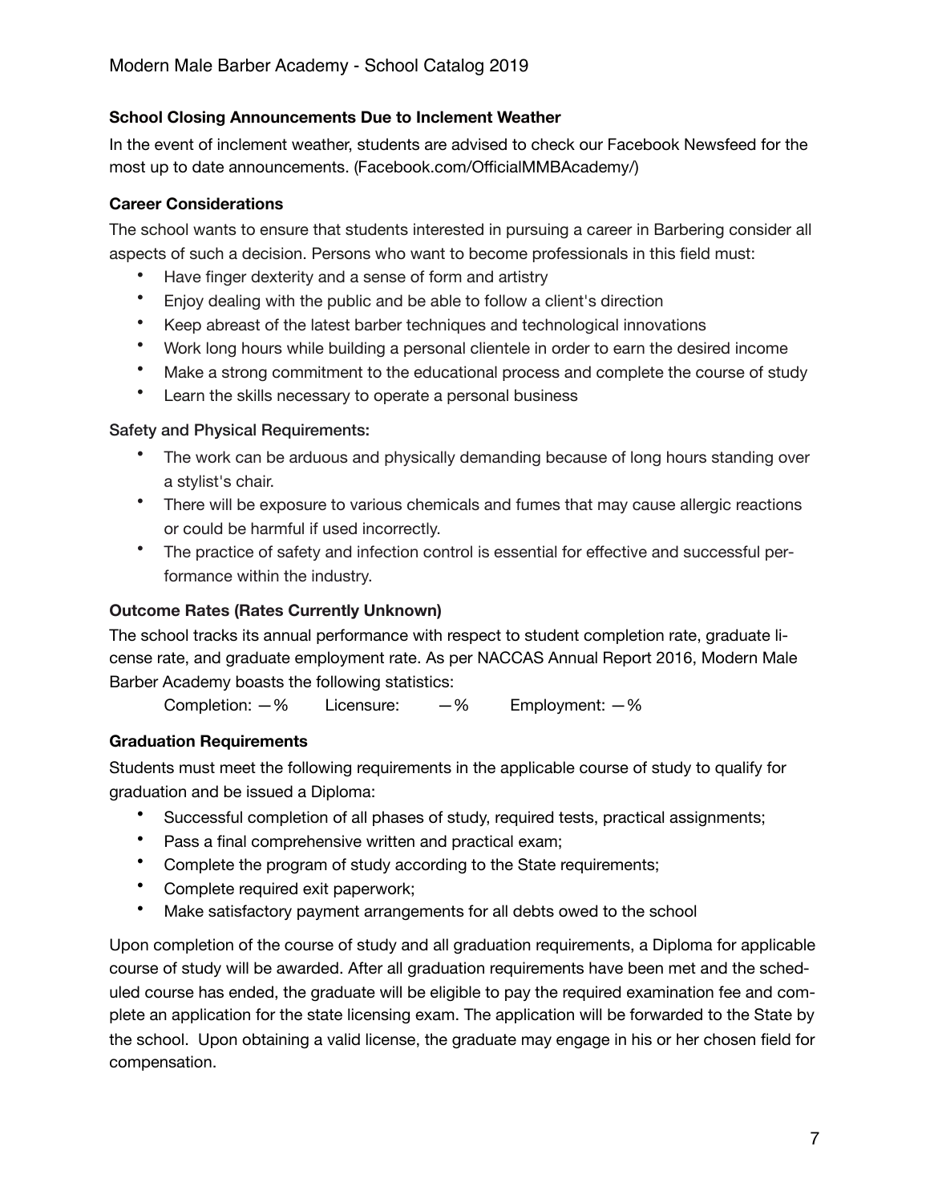**School Closing Announcements Due to Inclement Weather**

In the event of inclement weather, students are advised to check our Facebook Newsfeed for the most up to date announcements. (Facebook.com/OfficialMMBAcademy/)

**Career Considerations**

The school wants to ensure that students interested in pursuing a career in Barbering consider all aspects of such a decision. Persons who want to become professionals in this field must:

- Have finger dexterity and a sense of form and artistry
- Enjoy dealing with the public and be able to follow a client's direction
- Keep abreast of the latest barber techniques and technological innovations
- Work long hours while building a personal clientele in order to earn the desired income
- Make a strong commitment to the educational process and complete the course of study
- Learn the skills necessary to operate a personal business

Safety and Physical Requirements:

- The work can be arduous and physically demanding because of long hours standing over a stylist's chair.
- There will be exposure to various chemicals and fumes that may cause allergic reactions or could be harmful if used incorrectly.
- The practice of safety and infection control is essential for effective and successful performance within the industry.

**Outcome Rates (Rates Currently Unknown)**

The school tracks its annual performance with respect to student completion rate, graduate license rate, and graduate employment rate. As per NACCAS Annual Report 2016, Modern Male Barber Academy boasts the following statistics:

Completion: —% Licensure: —% Employment: —%

**Graduation Requirements**

Students must meet the following requirements in the applicable course of study to qualify for graduation and be issued a Diploma:

- Successful completion of all phases of study, required tests, practical assignments;
- Pass a final comprehensive written and practical exam;
- Complete the program of study according to the State requirements;
- Complete required exit paperwork;
- Make satisfactory payment arrangements for all debts owed to the school

Upon completion of the course of study and all graduation requirements, a Diploma for applicable course of study will be awarded. After all graduation requirements have been met and the scheduled course has ended, the graduate will be eligible to pay the required examination fee and complete an application for the state licensing exam. The application will be forwarded to the State by the school. Upon obtaining a valid license, the graduate may engage in his or her chosen field for compensation.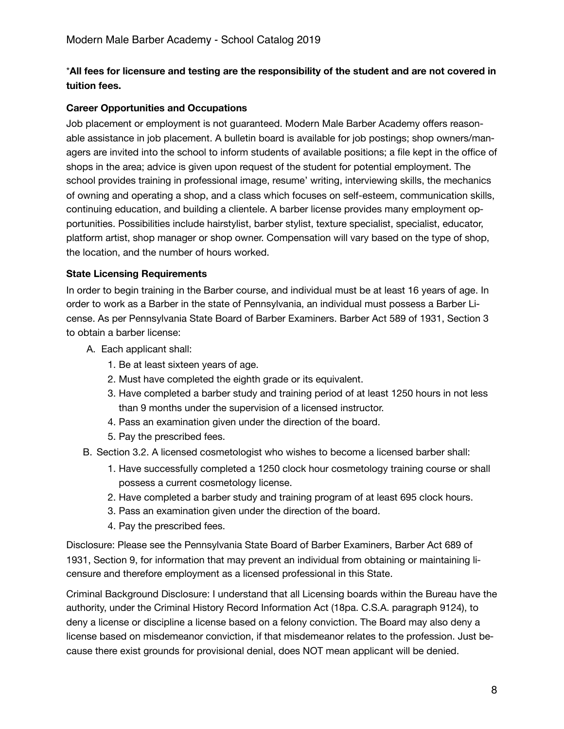*All fees for licensure and testing are the responsibility of the student and are not covered in tuition fees.**

**Career Opportunities and Occupations**

Job placement or employment is not guaranteed. Modern Male Barber Academy offers reasonable assistance in job placement. A bulletin board is available for job postings; shop owners/managers are invited into the school to inform students of available positions; a file kept in the office of shops in the area; advice is given upon request of the student for potential employment. The school provides training in professional image, resume' writing, interviewing skills, the mechanics of owning and operating a shop, and a class which focuses on self-esteem, communication skills, continuing education, and building a clientele. A barber license provides many employment opportunities. Possibilities include hairstylist, barber stylist, texture specialist, specialist, educator, platform artist, shop manager or shop owner. Compensation will vary based on the type of shop, the location, and the number of hours worked.

**State Licensing Requirements**

In order to begin training in the Barber course, and individual must be at least 16 years of age. In order to work as a Barber in the state of Pennsylvania, an individual must possess a Barber License. As per Pennsylvania State Board of Barber Examiners. Barber Act 589 of 1931, Section 3 to obtain a barber license:

A. Each applicant shall:
   1. Be at least sixteen years of age.
   2. Must have completed the eighth grade or its equivalent.
   3. Have completed a barber study and training period of at least 1250 hours in not less than 9 months under the supervision of a licensed instructor.
   4. Pass an examination given under the direction of the board.
   5. Pay the prescribed fees.

B. Section 3.2. A licensed cosmetologist who wishes to become a licensed barber shall:
   1. Have successfully completed a 1250 clock hour cosmetology training course or shall possess a current cosmetology license.
   2. Have completed a barber study and training program of at least 695 clock hours.
   3. Pass an examination given under the direction of the board.
   4. Pay the prescribed fees.

Disclosure: Please see the Pennsylvania State Board of Barber Examiners, Barber Act 689 of 1931, Section 9, for information that may prevent an individual from obtaining or maintaining licensure and therefore employment as a licensed professional in this State.

Criminal Background Disclosure: I understand that all Licensing boards within the Bureau have the authority, under the Criminal History Record Information Act (18pa. C.S.A. paragraph 9124), to deny a license or discipline a license based on a felony conviction. The Board may also deny a license based on misdemeanor conviction, if that misdemeanor relates to the profession. Just because there exist grounds for provisional denial, does NOT mean applicant will be denied.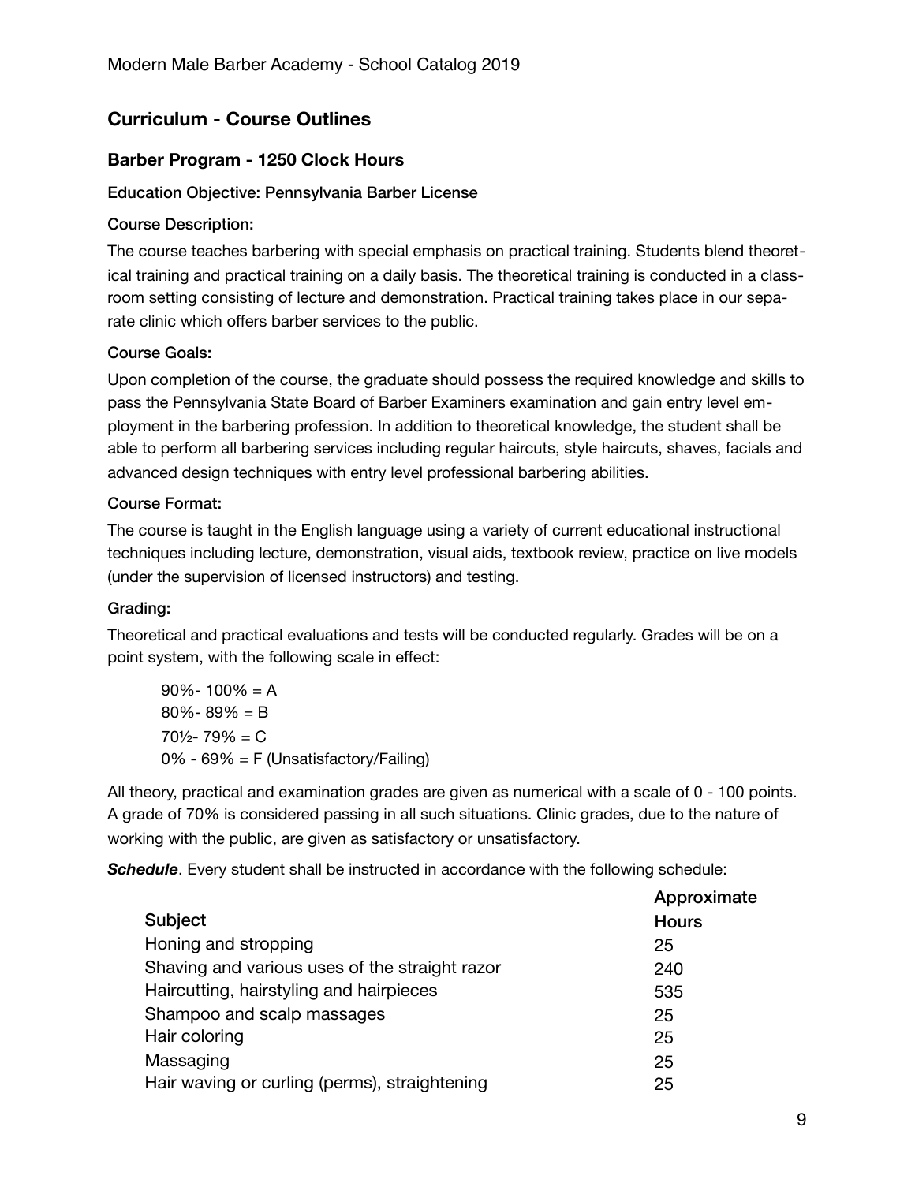## Curriculum - Course Outlines

### Barber Program - 1250 Clock Hours

#### Education Objective: Pennsylvania Barber License

#### Course Description:

The course teaches barbering with special emphasis on practical training. Students blend theoretical training and practical training on a daily basis. The theoretical training is conducted in a classroom setting consisting of lecture and demonstration. Practical training takes place in our separate clinic which offers barber services to the public.

#### Course Goals:

Upon completion of the course, the graduate should possess the required knowledge and skills to pass the Pennsylvania State Board of Barber Examiners examination and gain entry level employment in the barbering profession. In addition to theoretical knowledge, the student shall be able to perform all barbering services including regular haircuts, style haircuts, shaves, facials and advanced design techniques with entry level professional barbering abilities.

#### Course Format:

The course is taught in the English language using a variety of current educational instructional techniques including lecture, demonstration, visual aids, textbook review, practice on live models (under the supervision of licensed instructors) and testing.

#### Grading:

Theoretical and practical evaluations and tests will be conducted regularly. Grades will be on a point system, with the following scale in effect:

90%- 100% = A
80%- 89% = B
70½- 79% = C
0% - 69% = F (Unsatisfactory/Failing)

All theory, practical and examination grades are given as numerical with a scale of 0 - 100 points. A grade of 70% is considered passing in all such situations. Clinic grades, due to the nature of working with the public, are given as satisfactory or unsatisfactory.

***Schedule***. Every student shall be instructed in accordance with the following schedule:

| Subject | Approximate Hours |
|---|---|
| Honing and stropping | 25 |
| Shaving and various uses of the straight razor | 240 |
| Haircutting, hairstyling and hairpieces | 535 |
| Shampoo and scalp massages | 25 |
| Hair coloring | 25 |
| Massaging | 25 |
| Hair waving or curling (perms), straightening | 25 |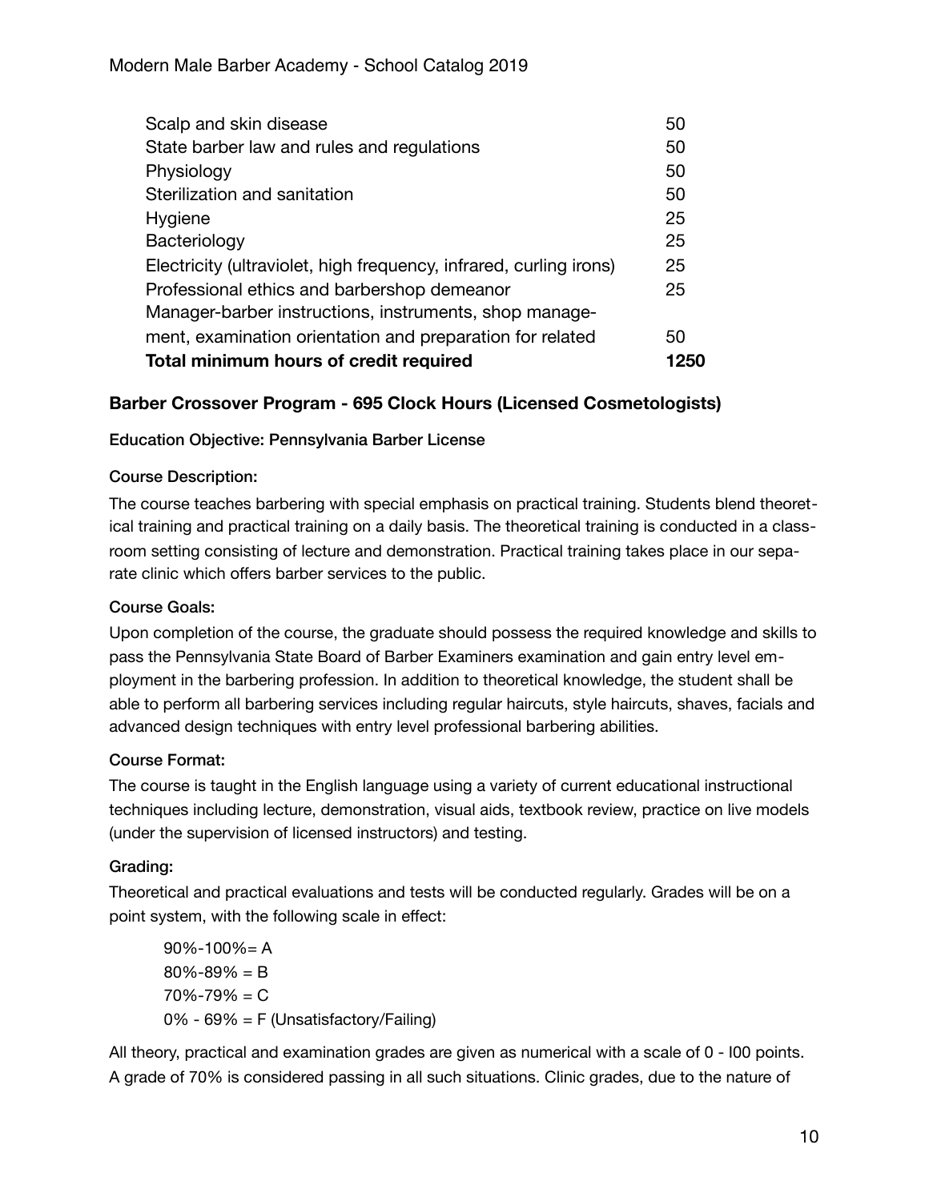| | |
|---|---|
| Scalp and skin disease | 50 |
| State barber law and rules and regulations | 50 |
| Physiology | 50 |
| Sterilization and sanitation | 50 |
| Hygiene | 25 |
| Bacteriology | 25 |
| Electricity (ultraviolet, high frequency, infrared, curling irons) | 25 |
| Professional ethics and barbershop demeanor | 25 |
| Manager-barber instructions, instruments, shop management, examination orientation and preparation for related | 50 |
| **Total minimum hours of credit required** | **1250** |

### Barber Crossover Program - 695 Clock Hours (Licensed Cosmetologists)

Education Objective: Pennsylvania Barber License

#### Course Description:

The course teaches barbering with special emphasis on practical training. Students blend theoretical training and practical training on a daily basis. The theoretical training is conducted in a classroom setting consisting of lecture and demonstration. Practical training takes place in our separate clinic which offers barber services to the public.

#### Course Goals:

Upon completion of the course, the graduate should possess the required knowledge and skills to pass the Pennsylvania State Board of Barber Examiners examination and gain entry level employment in the barbering profession. In addition to theoretical knowledge, the student shall be able to perform all barbering services including regular haircuts, style haircuts, shaves, facials and advanced design techniques with entry level professional barbering abilities.

#### Course Format:

The course is taught in the English language using a variety of current educational instructional techniques including lecture, demonstration, visual aids, textbook review, practice on live models (under the supervision of licensed instructors) and testing.

#### Grading:

Theoretical and practical evaluations and tests will be conducted regularly. Grades will be on a point system, with the following scale in effect:

90%-100%= A
80%-89% = B
70%-79% = C
0% - 69% = F (Unsatisfactory/Failing)

All theory, practical and examination grades are given as numerical with a scale of 0 - I00 points. A grade of 70% is considered passing in all such situations. Clinic grades, due to the nature of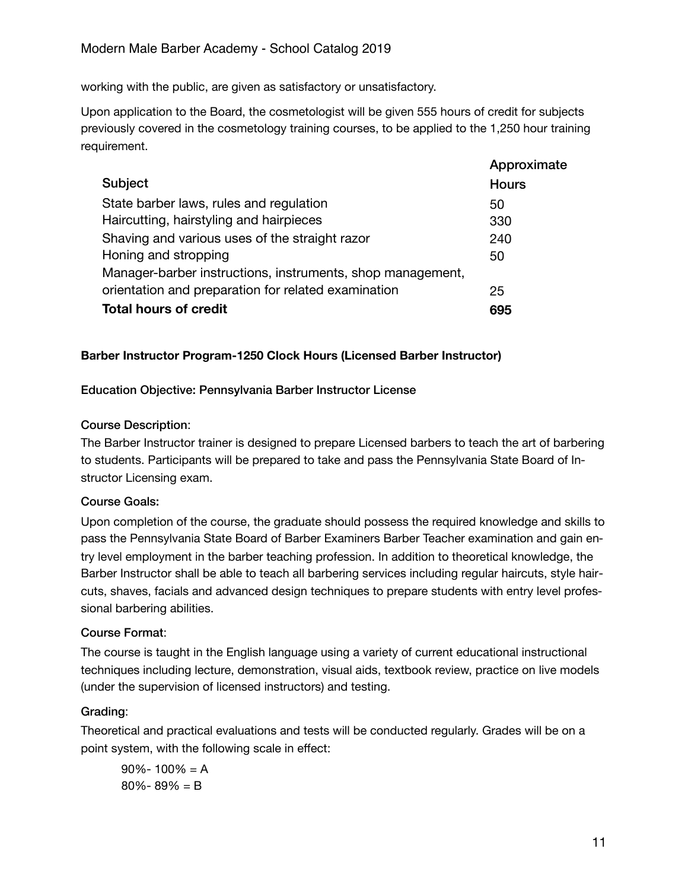working with the public, are given as satisfactory or unsatisfactory.

Upon application to the Board, the cosmetologist will be given 555 hours of credit for subjects previously covered in the cosmetology training courses, to be applied to the 1,250 hour training requirement.

| Subject | Approximate Hours |
|---|---|
| State barber laws, rules and regulation | 50 |
| Haircutting, hairstyling and hairpieces | 330 |
| Shaving and various uses of the straight razor | 240 |
| Honing and stropping | 50 |
| Manager-barber instructions, instruments, shop management, orientation and preparation for related examination | 25 |
| **Total hours of credit** | **695** |

**Barber Instructor Program-1250 Clock Hours (Licensed Barber Instructor)**

Education Objective: Pennsylvania Barber Instructor License

Course Description:
The Barber Instructor trainer is designed to prepare Licensed barbers to teach the art of barbering to students. Participants will be prepared to take and pass the Pennsylvania State Board of Instructor Licensing exam.

Course Goals:
Upon completion of the course, the graduate should possess the required knowledge and skills to pass the Pennsylvania State Board of Barber Examiners Barber Teacher examination and gain entry level employment in the barber teaching profession. In addition to theoretical knowledge, the Barber Instructor shall be able to teach all barbering services including regular haircuts, style haircuts, shaves, facials and advanced design techniques to prepare students with entry level professional barbering abilities.

Course Format:
The course is taught in the English language using a variety of current educational instructional techniques including lecture, demonstration, visual aids, textbook review, practice on live models (under the supervision of licensed instructors) and testing.

Grading:
Theoretical and practical evaluations and tests will be conducted regularly. Grades will be on a point system, with the following scale in effect:

90%- 100% = A
80%- 89% = B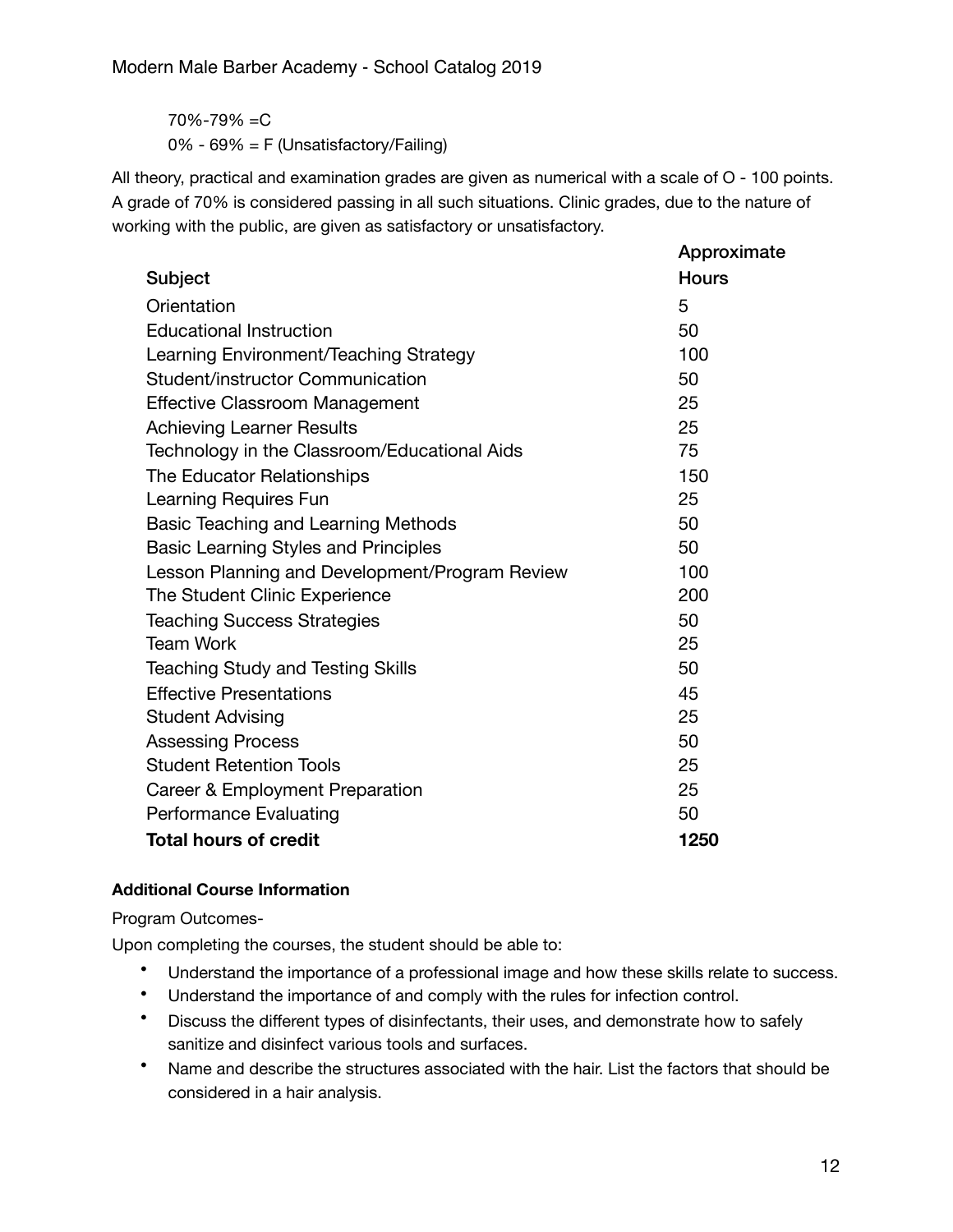70%-79% =C

0% - 69% = F (Unsatisfactory/Failing)

All theory, practical and examination grades are given as numerical with a scale of O - 100 points. A grade of 70% is considered passing in all such situations. Clinic grades, due to the nature of working with the public, are given as satisfactory or unsatisfactory.

| Subject | Approximate Hours |
|---|---|
| Orientation | 5 |
| Educational Instruction | 50 |
| Learning Environment/Teaching Strategy | 100 |
| Student/instructor Communication | 50 |
| Effective Classroom Management | 25 |
| Achieving Learner Results | 25 |
| Technology in the Classroom/Educational Aids | 75 |
| The Educator Relationships | 150 |
| Learning Requires Fun | 25 |
| Basic Teaching and Learning Methods | 50 |
| Basic Learning Styles and Principles | 50 |
| Lesson Planning and Development/Program Review | 100 |
| The Student Clinic Experience | 200 |
| Teaching Success Strategies | 50 |
| Team Work | 25 |
| Teaching Study and Testing Skills | 50 |
| Effective Presentations | 45 |
| Student Advising | 25 |
| Assessing Process | 50 |
| Student Retention Tools | 25 |
| Career & Employment Preparation | 25 |
| Performance Evaluating | 50 |
| **Total hours of credit** | **1250** |

**Additional Course Information**

Program Outcomes-

Upon completing the courses, the student should be able to:

- Understand the importance of a professional image and how these skills relate to success.
- Understand the importance of and comply with the rules for infection control.
- Discuss the different types of disinfectants, their uses, and demonstrate how to safely sanitize and disinfect various tools and surfaces.
- Name and describe the structures associated with the hair. List the factors that should be considered in a hair analysis.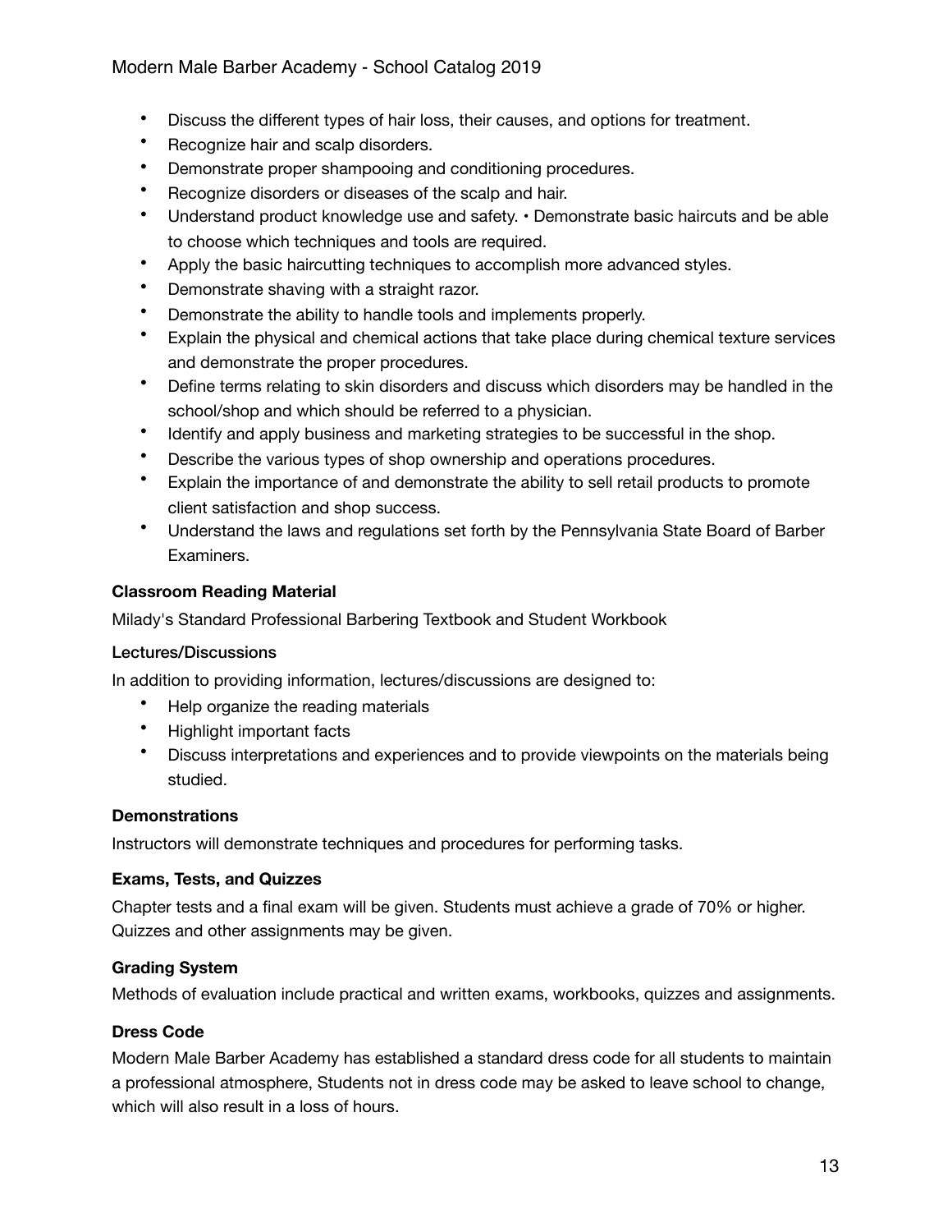- Discuss the different types of hair loss, their causes, and options for treatment.
- Recognize hair and scalp disorders.
- Demonstrate proper shampooing and conditioning procedures.
- Recognize disorders or diseases of the scalp and hair.
- Understand product knowledge use and safety. • Demonstrate basic haircuts and be able to choose which techniques and tools are required.
- Apply the basic haircutting techniques to accomplish more advanced styles.
- Demonstrate shaving with a straight razor.
- Demonstrate the ability to handle tools and implements properly.
- Explain the physical and chemical actions that take place during chemical texture services and demonstrate the proper procedures.
- Define terms relating to skin disorders and discuss which disorders may be handled in the school/shop and which should be referred to a physician.
- Identify and apply business and marketing strategies to be successful in the shop.
- Describe the various types of shop ownership and operations procedures.
- Explain the importance of and demonstrate the ability to sell retail products to promote client satisfaction and shop success.
- Understand the laws and regulations set forth by the Pennsylvania State Board of Barber Examiners.

**Classroom Reading Material**

Milady's Standard Professional Barbering Textbook and Student Workbook

**Lectures/Discussions**

In addition to providing information, lectures/discussions are designed to:

- Help organize the reading materials
- Highlight important facts
- Discuss interpretations and experiences and to provide viewpoints on the materials being studied.

**Demonstrations**

Instructors will demonstrate techniques and procedures for performing tasks.

**Exams, Tests, and Quizzes**

Chapter tests and a final exam will be given. Students must achieve a grade of 70% or higher. Quizzes and other assignments may be given.

**Grading System**

Methods of evaluation include practical and written exams, workbooks, quizzes and assignments.

**Dress Code**

Modern Male Barber Academy has established a standard dress code for all students to maintain a professional atmosphere, Students not in dress code may be asked to leave school to change, which will also result in a loss of hours.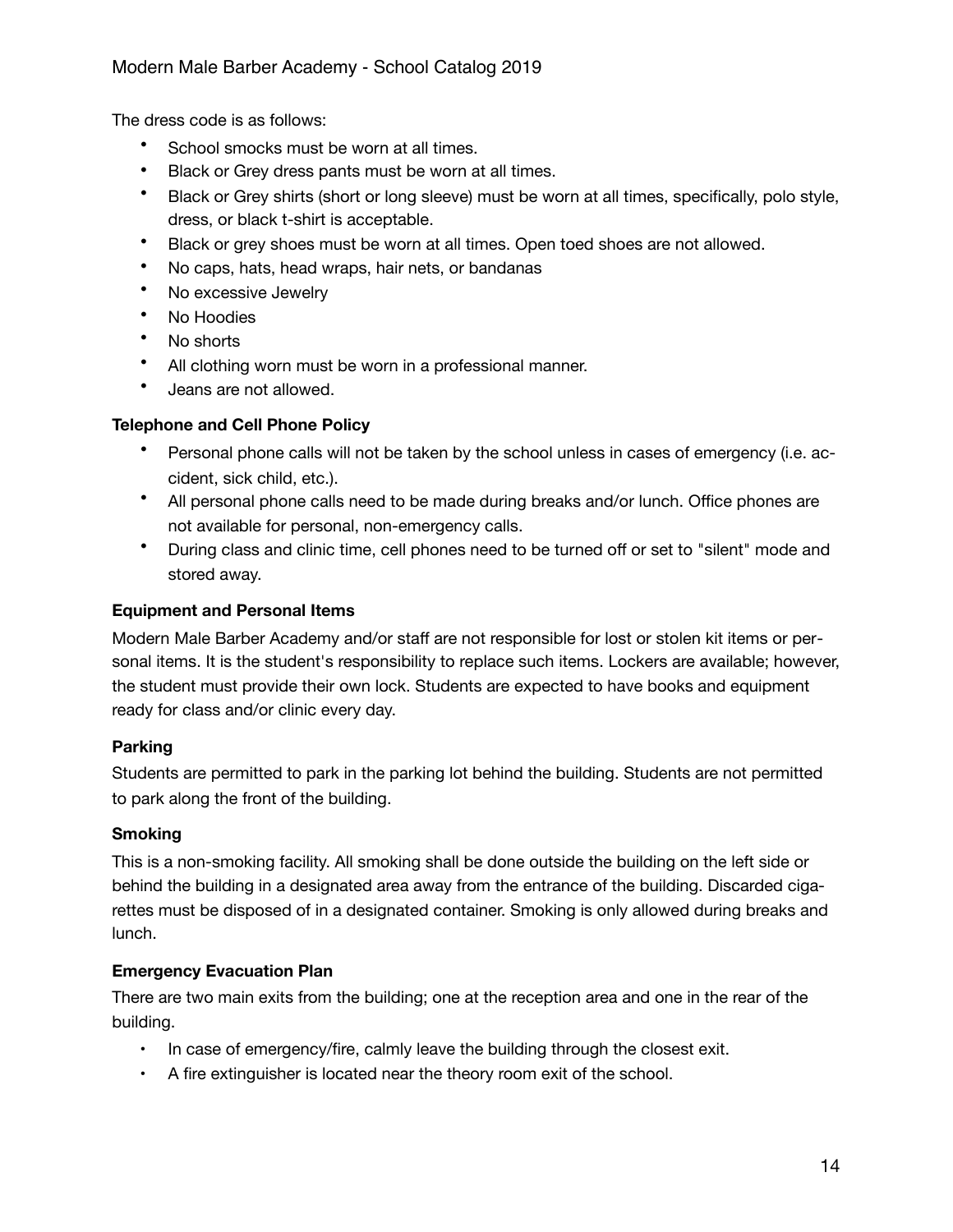The dress code is as follows:

- School smocks must be worn at all times.
- Black or Grey dress pants must be worn at all times.
- Black or Grey shirts (short or long sleeve) must be worn at all times, specifically, polo style, dress, or black t-shirt is acceptable.
- Black or grey shoes must be worn at all times. Open toed shoes are not allowed.
- No caps, hats, head wraps, hair nets, or bandanas
- No excessive Jewelry
- No Hoodies
- No shorts
- All clothing worn must be worn in a professional manner.
- Jeans are not allowed.

**Telephone and Cell Phone Policy**

- Personal phone calls will not be taken by the school unless in cases of emergency (i.e. accident, sick child, etc.).
- All personal phone calls need to be made during breaks and/or lunch. Office phones are not available for personal, non-emergency calls.
- During class and clinic time, cell phones need to be turned off or set to "silent" mode and stored away.

**Equipment and Personal Items**

Modern Male Barber Academy and/or staff are not responsible for lost or stolen kit items or personal items. It is the student's responsibility to replace such items. Lockers are available; however, the student must provide their own lock. Students are expected to have books and equipment ready for class and/or clinic every day.

**Parking**

Students are permitted to park in the parking lot behind the building. Students are not permitted to park along the front of the building.

**Smoking**

This is a non-smoking facility. All smoking shall be done outside the building on the left side or behind the building in a designated area away from the entrance of the building. Discarded cigarettes must be disposed of in a designated container. Smoking is only allowed during breaks and lunch.

**Emergency Evacuation Plan**

There are two main exits from the building; one at the reception area and one in the rear of the building.

- In case of emergency/fire, calmly leave the building through the closest exit.
- A fire extinguisher is located near the theory room exit of the school.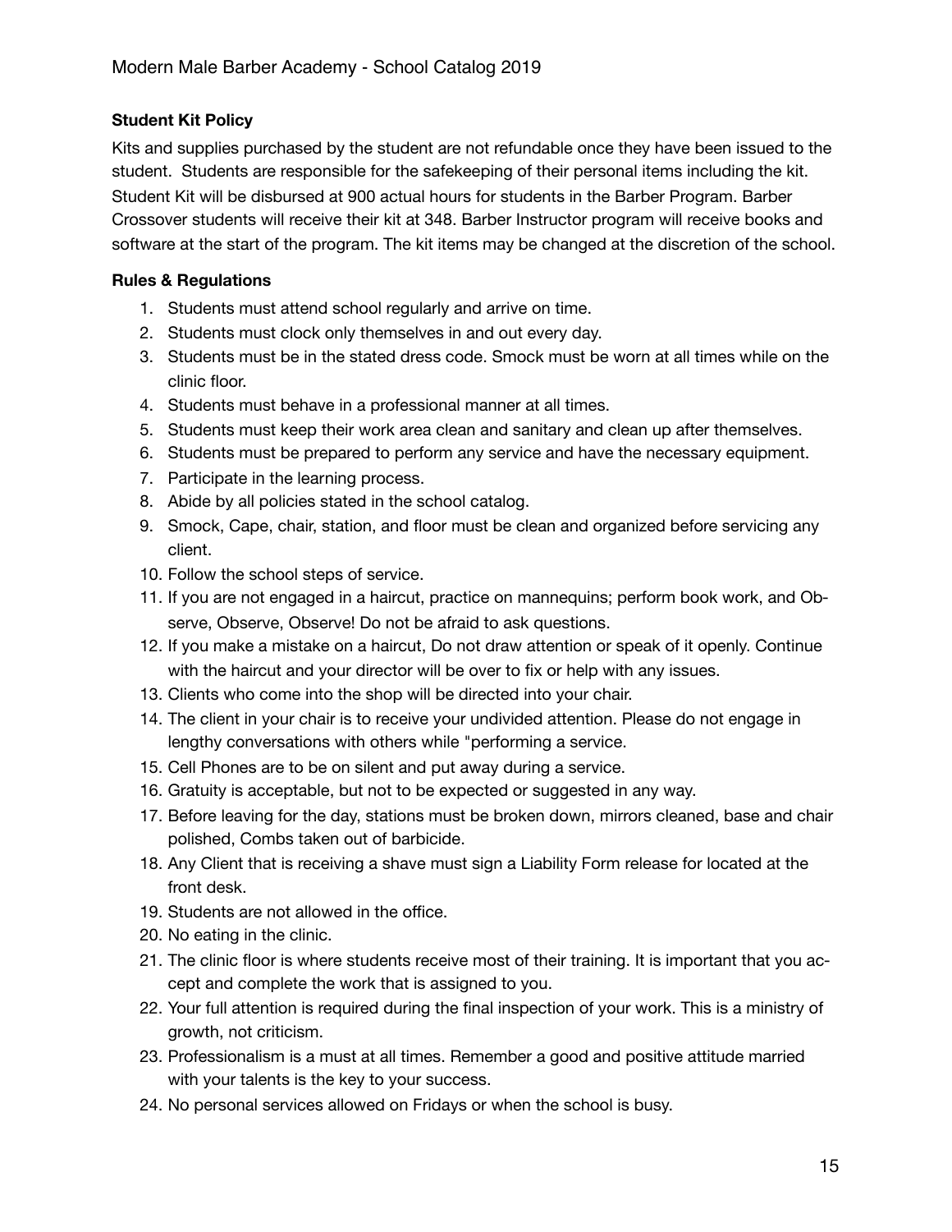**Student Kit Policy**

Kits and supplies purchased by the student are not refundable once they have been issued to the student. Students are responsible for the safekeeping of their personal items including the kit. Student Kit will be disbursed at 900 actual hours for students in the Barber Program. Barber Crossover students will receive their kit at 348. Barber Instructor program will receive books and software at the start of the program. The kit items may be changed at the discretion of the school.

**Rules & Regulations**

1. Students must attend school regularly and arrive on time.
2. Students must clock only themselves in and out every day.
3. Students must be in the stated dress code. Smock must be worn at all times while on the clinic floor.
4. Students must behave in a professional manner at all times.
5. Students must keep their work area clean and sanitary and clean up after themselves.
6. Students must be prepared to perform any service and have the necessary equipment.
7. Participate in the learning process.
8. Abide by all policies stated in the school catalog.
9. Smock, Cape, chair, station, and floor must be clean and organized before servicing any client.
10. Follow the school steps of service.
11. If you are not engaged in a haircut, practice on mannequins; perform book work, and Observe, Observe, Observe! Do not be afraid to ask questions.
12. If you make a mistake on a haircut, Do not draw attention or speak of it openly. Continue with the haircut and your director will be over to fix or help with any issues.
13. Clients who come into the shop will be directed into your chair.
14. The client in your chair is to receive your undivided attention. Please do not engage in lengthy conversations with others while "performing a service.
15. Cell Phones are to be on silent and put away during a service.
16. Gratuity is acceptable, but not to be expected or suggested in any way.
17. Before leaving for the day, stations must be broken down, mirrors cleaned, base and chair polished, Combs taken out of barbicide.
18. Any Client that is receiving a shave must sign a Liability Form release for located at the front desk.
19. Students are not allowed in the office.
20. No eating in the clinic.
21. The clinic floor is where students receive most of their training. It is important that you accept and complete the work that is assigned to you.
22. Your full attention is required during the final inspection of your work. This is a ministry of growth, not criticism.
23. Professionalism is a must at all times. Remember a good and positive attitude married with your talents is the key to your success.
24. No personal services allowed on Fridays or when the school is busy.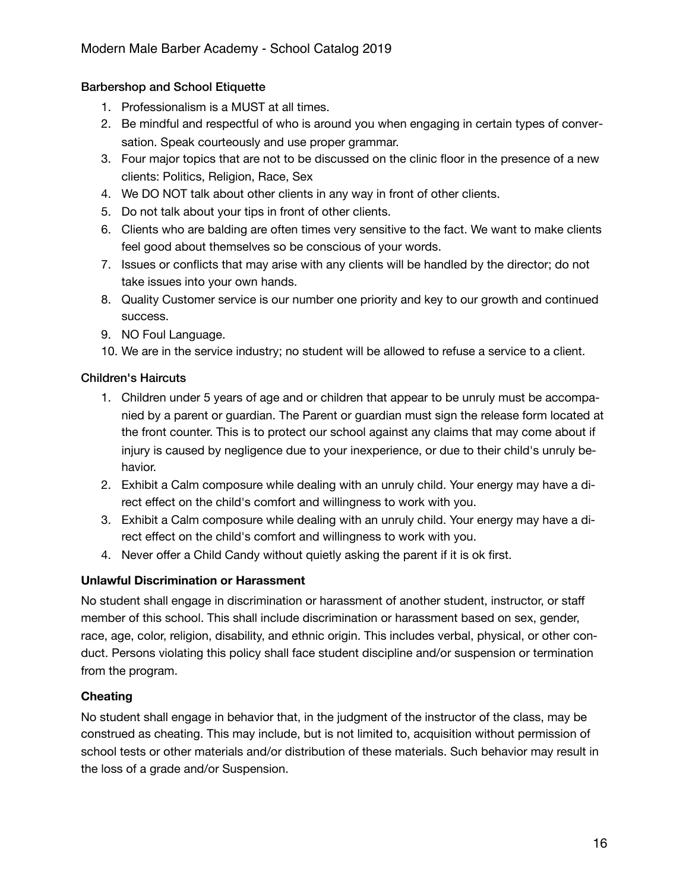### Barbershop and School Etiquette

1. Professionalism is a MUST at all times.
2. Be mindful and respectful of who is around you when engaging in certain types of conversation. Speak courteously and use proper grammar.
3. Four major topics that are not to be discussed on the clinic floor in the presence of a new clients: Politics, Religion, Race, Sex
4. We DO NOT talk about other clients in any way in front of other clients.
5. Do not talk about your tips in front of other clients.
6. Clients who are balding are often times very sensitive to the fact. We want to make clients feel good about themselves so be conscious of your words.
7. Issues or conflicts that may arise with any clients will be handled by the director; do not take issues into your own hands.
8. Quality Customer service is our number one priority and key to our growth and continued success.
9. NO Foul Language.
10. We are in the service industry; no student will be allowed to refuse a service to a client.

### Children's Haircuts

1. Children under 5 years of age and or children that appear to be unruly must be accompanied by a parent or guardian. The Parent or guardian must sign the release form located at the front counter. This is to protect our school against any claims that may come about if injury is caused by negligence due to your inexperience, or due to their child's unruly behavior.
2. Exhibit a Calm composure while dealing with an unruly child. Your energy may have a direct effect on the child's comfort and willingness to work with you.
3. Exhibit a Calm composure while dealing with an unruly child. Your energy may have a direct effect on the child's comfort and willingness to work with you.
4. Never offer a Child Candy without quietly asking the parent if it is ok first.

### Unlawful Discrimination or Harassment

No student shall engage in discrimination or harassment of another student, instructor, or staff member of this school. This shall include discrimination or harassment based on sex, gender, race, age, color, religion, disability, and ethnic origin. This includes verbal, physical, or other conduct. Persons violating this policy shall face student discipline and/or suspension or termination from the program.

### Cheating

No student shall engage in behavior that, in the judgment of the instructor of the class, may be construed as cheating. This may include, but is not limited to, acquisition without permission of school tests or other materials and/or distribution of these materials. Such behavior may result in the loss of a grade and/or Suspension.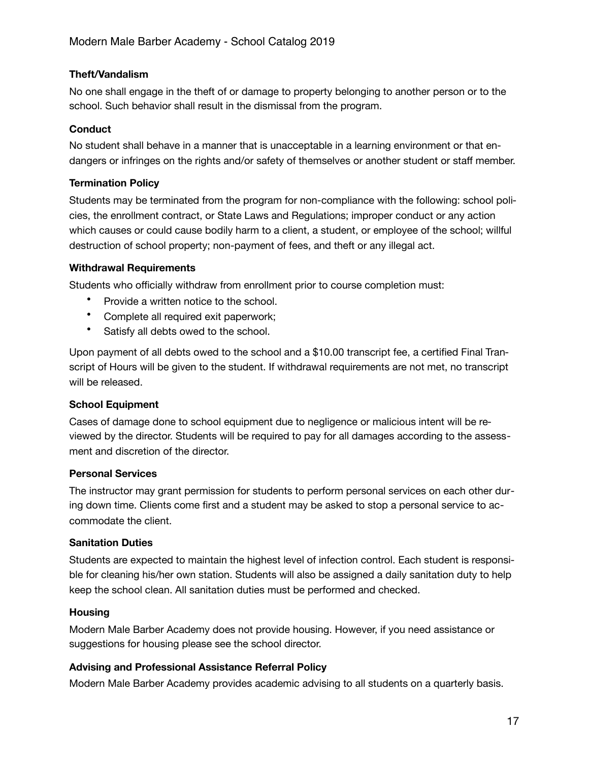### Theft/Vandalism

No one shall engage in the theft of or damage to property belonging to another person or to the school. Such behavior shall result in the dismissal from the program.

### Conduct

No student shall behave in a manner that is unacceptable in a learning environment or that endangers or infringes on the rights and/or safety of themselves or another student or staff member.

### Termination Policy

Students may be terminated from the program for non-compliance with the following: school policies, the enrollment contract, or State Laws and Regulations; improper conduct or any action which causes or could cause bodily harm to a client, a student, or employee of the school; willful destruction of school property; non-payment of fees, and theft or any illegal act.

### Withdrawal Requirements

Students who officially withdraw from enrollment prior to course completion must:

- Provide a written notice to the school.
- Complete all required exit paperwork;
- Satisfy all debts owed to the school.

Upon payment of all debts owed to the school and a $10.00 transcript fee, a certified Final Transcript of Hours will be given to the student. If withdrawal requirements are not met, no transcript will be released.

### School Equipment

Cases of damage done to school equipment due to negligence or malicious intent will be reviewed by the director. Students will be required to pay for all damages according to the assessment and discretion of the director.

### Personal Services

The instructor may grant permission for students to perform personal services on each other during down time. Clients come first and a student may be asked to stop a personal service to accommodate the client.

### Sanitation Duties

Students are expected to maintain the highest level of infection control. Each student is responsible for cleaning his/her own station. Students will also be assigned a daily sanitation duty to help keep the school clean. All sanitation duties must be performed and checked.

### Housing

Modern Male Barber Academy does not provide housing. However, if you need assistance or suggestions for housing please see the school director.

### Advising and Professional Assistance Referral Policy

Modern Male Barber Academy provides academic advising to all students on a quarterly basis.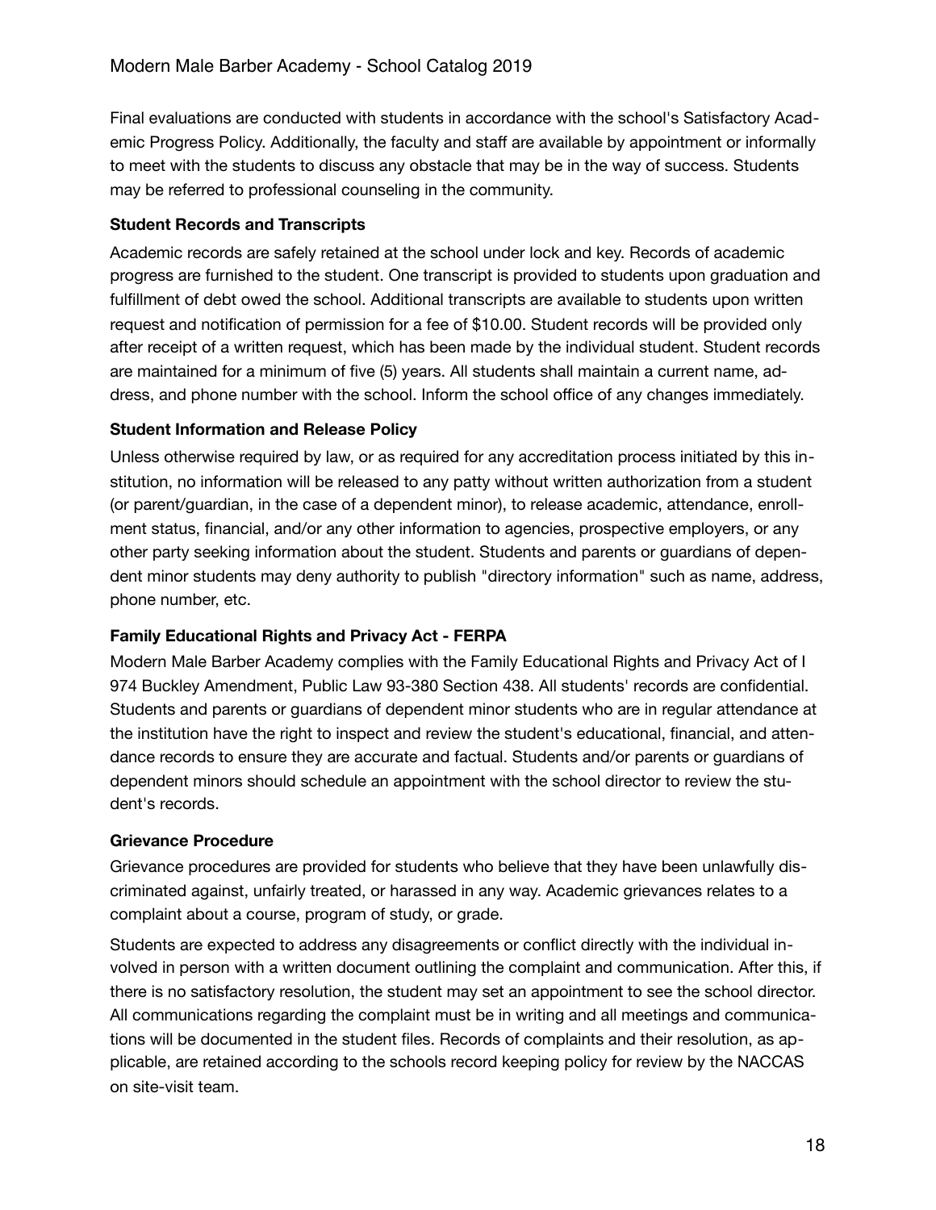Final evaluations are conducted with students in accordance with the school's Satisfactory Academic Progress Policy. Additionally, the faculty and staff are available by appointment or informally to meet with the students to discuss any obstacle that may be in the way of success. Students may be referred to professional counseling in the community.

### Student Records and Transcripts

Academic records are safely retained at the school under lock and key. Records of academic progress are furnished to the student. One transcript is provided to students upon graduation and fulfillment of debt owed the school. Additional transcripts are available to students upon written request and notification of permission for a fee of $10.00. Student records will be provided only after receipt of a written request, which has been made by the individual student. Student records are maintained for a minimum of five (5) years. All students shall maintain a current name, address, and phone number with the school. Inform the school office of any changes immediately.

### Student Information and Release Policy

Unless otherwise required by law, or as required for any accreditation process initiated by this institution, no information will be released to any patty without written authorization from a student (or parent/guardian, in the case of a dependent minor), to release academic, attendance, enrollment status, financial, and/or any other information to agencies, prospective employers, or any other party seeking information about the student. Students and parents or guardians of dependent minor students may deny authority to publish "directory information" such as name, address, phone number, etc.

### Family Educational Rights and Privacy Act - FERPA

Modern Male Barber Academy complies with the Family Educational Rights and Privacy Act of I 974 Buckley Amendment, Public Law 93-380 Section 438. All students' records are confidential. Students and parents or guardians of dependent minor students who are in regular attendance at the institution have the right to inspect and review the student's educational, financial, and attendance records to ensure they are accurate and factual. Students and/or parents or guardians of dependent minors should schedule an appointment with the school director to review the student's records.

### Grievance Procedure

Grievance procedures are provided for students who believe that they have been unlawfully discriminated against, unfairly treated, or harassed in any way. Academic grievances relates to a complaint about a course, program of study, or grade.

Students are expected to address any disagreements or conflict directly with the individual involved in person with a written document outlining the complaint and communication. After this, if there is no satisfactory resolution, the student may set an appointment to see the school director. All communications regarding the complaint must be in writing and all meetings and communications will be documented in the student files. Records of complaints and their resolution, as applicable, are retained according to the schools record keeping policy for review by the NACCAS on site-visit team.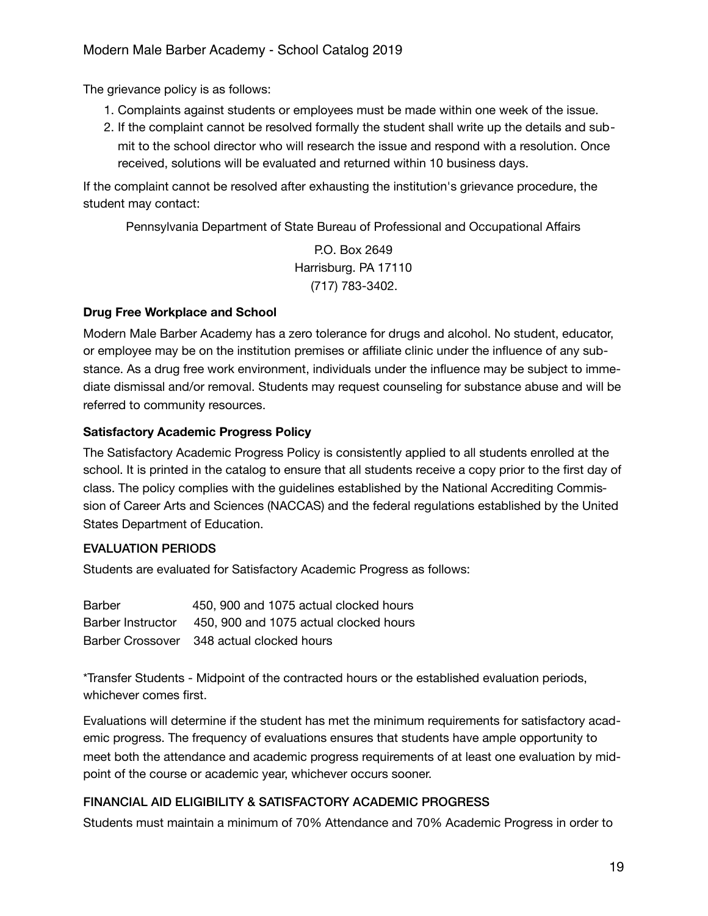The grievance policy is as follows:

1. Complaints against students or employees must be made within one week of the issue.
2. If the complaint cannot be resolved formally the student shall write up the details and submit to the school director who will research the issue and respond with a resolution. Once received, solutions will be evaluated and returned within 10 business days.

If the complaint cannot be resolved after exhausting the institution's grievance procedure, the student may contact:

Pennsylvania Department of State Bureau of Professional and Occupational Affairs

P.O. Box 2649
Harrisburg. PA 17110
(717) 783-3402.

**Drug Free Workplace and School**

Modern Male Barber Academy has a zero tolerance for drugs and alcohol. No student, educator, or employee may be on the institution premises or affiliate clinic under the influence of any substance. As a drug free work environment, individuals under the influence may be subject to immediate dismissal and/or removal. Students may request counseling for substance abuse and will be referred to community resources.

**Satisfactory Academic Progress Policy**

The Satisfactory Academic Progress Policy is consistently applied to all students enrolled at the school. It is printed in the catalog to ensure that all students receive a copy prior to the first day of class. The policy complies with the guidelines established by the National Accrediting Commission of Career Arts and Sciences (NACCAS) and the federal regulations established by the United States Department of Education.

EVALUATION PERIODS

Students are evaluated for Satisfactory Academic Progress as follows:

| | |
|---|---|
| Barber | 450, 900 and 1075 actual clocked hours |
| Barber Instructor | 450, 900 and 1075 actual clocked hours |
| Barber Crossover | 348 actual clocked hours |

*Transfer Students - Midpoint of the contracted hours or the established evaluation periods, whichever comes first.

Evaluations will determine if the student has met the minimum requirements for satisfactory academic progress. The frequency of evaluations ensures that students have ample opportunity to meet both the attendance and academic progress requirements of at least one evaluation by midpoint of the course or academic year, whichever occurs sooner.

FINANCIAL AID ELIGIBILITY & SATISFACTORY ACADEMIC PROGRESS

Students must maintain a minimum of 70% Attendance and 70% Academic Progress in order to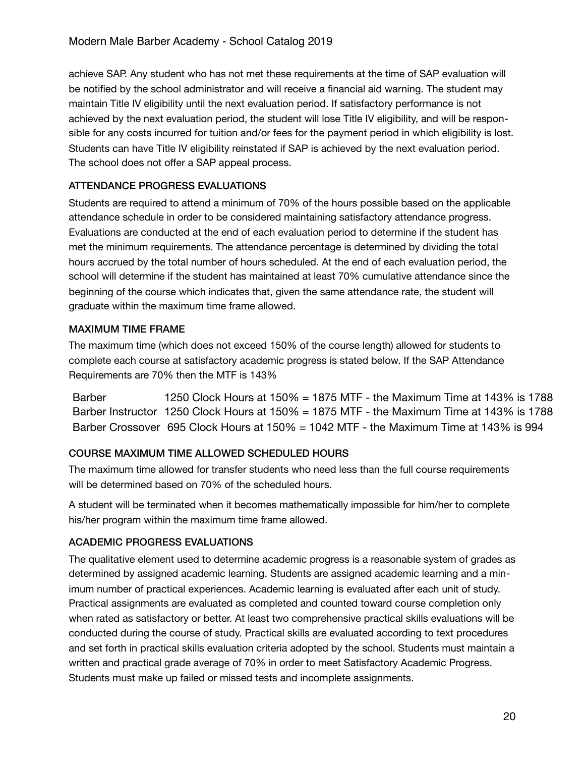achieve SAP. Any student who has not met these requirements at the time of SAP evaluation will be notified by the school administrator and will receive a financial aid warning. The student may maintain Title IV eligibility until the next evaluation period. If satisfactory performance is not achieved by the next evaluation period, the student will lose Title IV eligibility, and will be responsible for any costs incurred for tuition and/or fees for the payment period in which eligibility is lost. Students can have Title IV eligibility reinstated if SAP is achieved by the next evaluation period. The school does not offer a SAP appeal process.

### ATTENDANCE PROGRESS EVALUATIONS

Students are required to attend a minimum of 70% of the hours possible based on the applicable attendance schedule in order to be considered maintaining satisfactory attendance progress. Evaluations are conducted at the end of each evaluation period to determine if the student has met the minimum requirements. The attendance percentage is determined by dividing the total hours accrued by the total number of hours scheduled. At the end of each evaluation period, the school will determine if the student has maintained at least 70% cumulative attendance since the beginning of the course which indicates that, given the same attendance rate, the student will graduate within the maximum time frame allowed.

### MAXIMUM TIME FRAME

The maximum time (which does not exceed 150% of the course length) allowed for students to complete each course at satisfactory academic progress is stated below. If the SAP Attendance Requirements are 70% then the MTF is 143%

| | |
|---|---|
| Barber | 1250 Clock Hours at 150% = 1875 MTF - the Maximum Time at 143% is 1788 |
| Barber Instructor | 1250 Clock Hours at 150% = 1875 MTF - the Maximum Time at 143% is 1788 |
| Barber Crossover | 695 Clock Hours at 150% = 1042 MTF - the Maximum Time at 143% is 994 |

### COURSE MAXIMUM TIME ALLOWED SCHEDULED HOURS

The maximum time allowed for transfer students who need less than the full course requirements will be determined based on 70% of the scheduled hours.

A student will be terminated when it becomes mathematically impossible for him/her to complete his/her program within the maximum time frame allowed.

### ACADEMIC PROGRESS EVALUATIONS

The qualitative element used to determine academic progress is a reasonable system of grades as determined by assigned academic learning. Students are assigned academic learning and a minimum number of practical experiences. Academic learning is evaluated after each unit of study. Practical assignments are evaluated as completed and counted toward course completion only when rated as satisfactory or better. At least two comprehensive practical skills evaluations will be conducted during the course of study. Practical skills are evaluated according to text procedures and set forth in practical skills evaluation criteria adopted by the school. Students must maintain a written and practical grade average of 70% in order to meet Satisfactory Academic Progress. Students must make up failed or missed tests and incomplete assignments.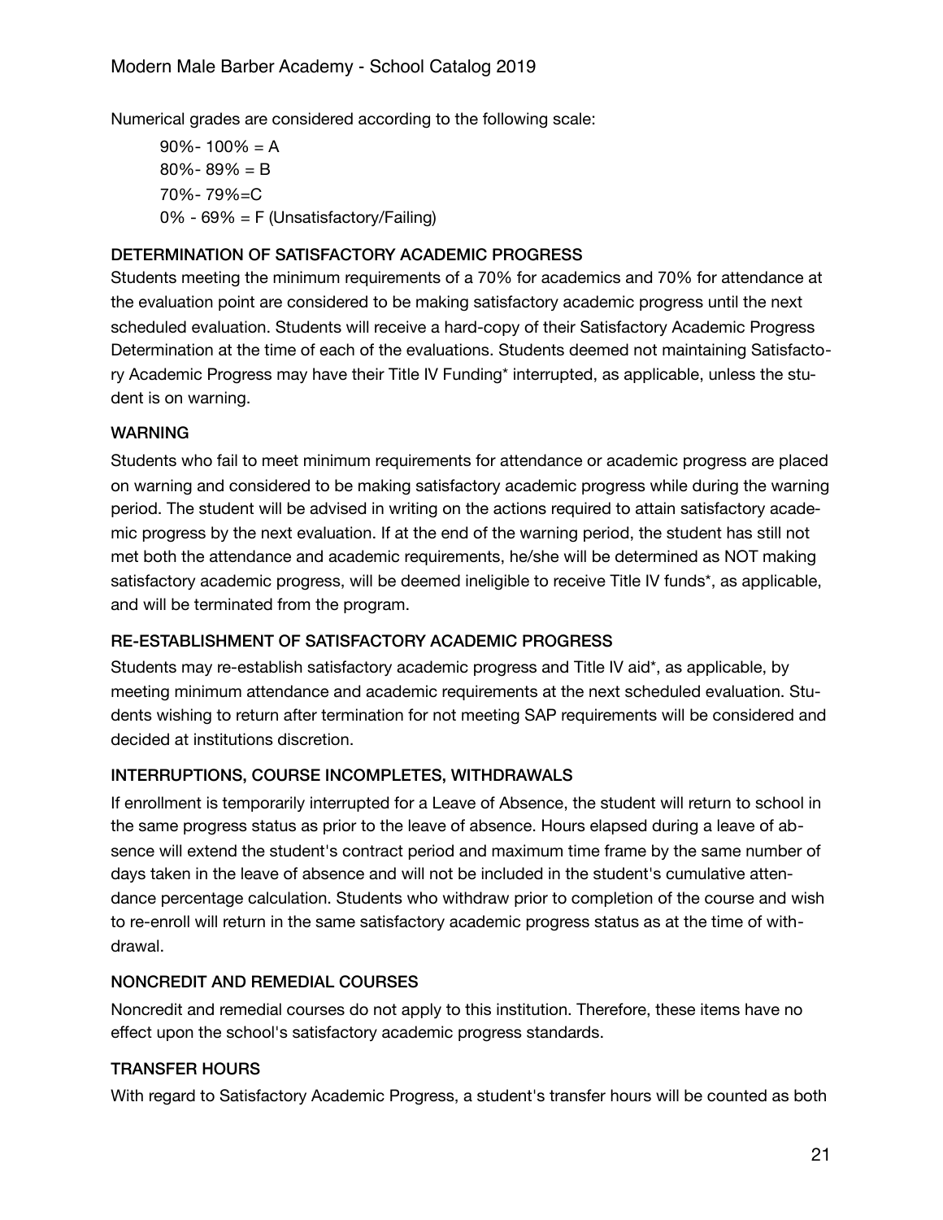Numerical grades are considered according to the following scale:

90%- 100% = A
80%- 89% = B
70%- 79%=C
0% - 69% = F (Unsatisfactory/Failing)

### DETERMINATION OF SATISFACTORY ACADEMIC PROGRESS

Students meeting the minimum requirements of a 70% for academics and 70% for attendance at the evaluation point are considered to be making satisfactory academic progress until the next scheduled evaluation. Students will receive a hard-copy of their Satisfactory Academic Progress Determination at the time of each of the evaluations. Students deemed not maintaining Satisfactory Academic Progress may have their Title IV Funding* interrupted, as applicable, unless the student is on warning.

### WARNING

Students who fail to meet minimum requirements for attendance or academic progress are placed on warning and considered to be making satisfactory academic progress while during the warning period. The student will be advised in writing on the actions required to attain satisfactory academic progress by the next evaluation. If at the end of the warning period, the student has still not met both the attendance and academic requirements, he/she will be determined as NOT making satisfactory academic progress, will be deemed ineligible to receive Title IV funds*, as applicable, and will be terminated from the program.

### RE-ESTABLISHMENT OF SATISFACTORY ACADEMIC PROGRESS

Students may re-establish satisfactory academic progress and Title IV aid*, as applicable, by meeting minimum attendance and academic requirements at the next scheduled evaluation. Students wishing to return after termination for not meeting SAP requirements will be considered and decided at institutions discretion.

### INTERRUPTIONS, COURSE INCOMPLETES, WITHDRAWALS

If enrollment is temporarily interrupted for a Leave of Absence, the student will return to school in the same progress status as prior to the leave of absence. Hours elapsed during a leave of absence will extend the student's contract period and maximum time frame by the same number of days taken in the leave of absence and will not be included in the student's cumulative attendance percentage calculation. Students who withdraw prior to completion of the course and wish to re-enroll will return in the same satisfactory academic progress status as at the time of withdrawal.

### NONCREDIT AND REMEDIAL COURSES

Noncredit and remedial courses do not apply to this institution. Therefore, these items have no effect upon the school's satisfactory academic progress standards.

### TRANSFER HOURS

With regard to Satisfactory Academic Progress, a student's transfer hours will be counted as both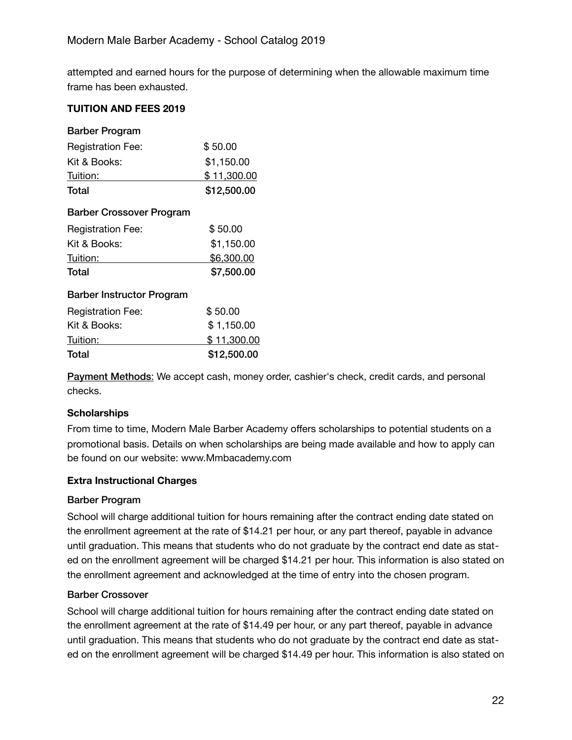attempted and earned hours for the purpose of determining when the allowable maximum time frame has been exhausted.

**TUITION AND FEES 2019**

**Barber Program**

| | |
|---|---|
| Registration Fee: | $ 50.00 |
| Kit & Books: | $1,150.00 |
| Tuition: | $ 11,300.00 |
| **Total** | **$12,500.00** |

**Barber Crossover Program**

| | |
|---|---|
| Registration Fee: | $ 50.00 |
| Kit & Books: | $1,150.00 |
| Tuition: | $6,300.00 |
| **Total** | **$7,500.00** |

**Barber Instructor Program**

| | |
|---|---|
| Registration Fee: | $ 50.00 |
| Kit & Books: | $ 1,150.00 |
| Tuition: | $ 11,300.00 |
| **Total** | **$12,500.00** |

Payment Methods: We accept cash, money order, cashier's check, credit cards, and personal checks.

**Scholarships**

From time to time, Modern Male Barber Academy offers scholarships to potential students on a promotional basis. Details on when scholarships are being made available and how to apply can be found on our website: www.Mmbacademy.com

**Extra Instructional Charges**

**Barber Program**

School will charge additional tuition for hours remaining after the contract ending date stated on the enrollment agreement at the rate of $14.21 per hour, or any part thereof, payable in advance until graduation. This means that students who do not graduate by the contract end date as stated on the enrollment agreement will be charged $14.21 per hour. This information is also stated on the enrollment agreement and acknowledged at the time of entry into the chosen program.

**Barber Crossover**

School will charge additional tuition for hours remaining after the contract ending date stated on the enrollment agreement at the rate of $14.49 per hour, or any part thereof, payable in advance until graduation. This means that students who do not graduate by the contract end date as stated on the enrollment agreement will be charged $14.49 per hour. This information is also stated on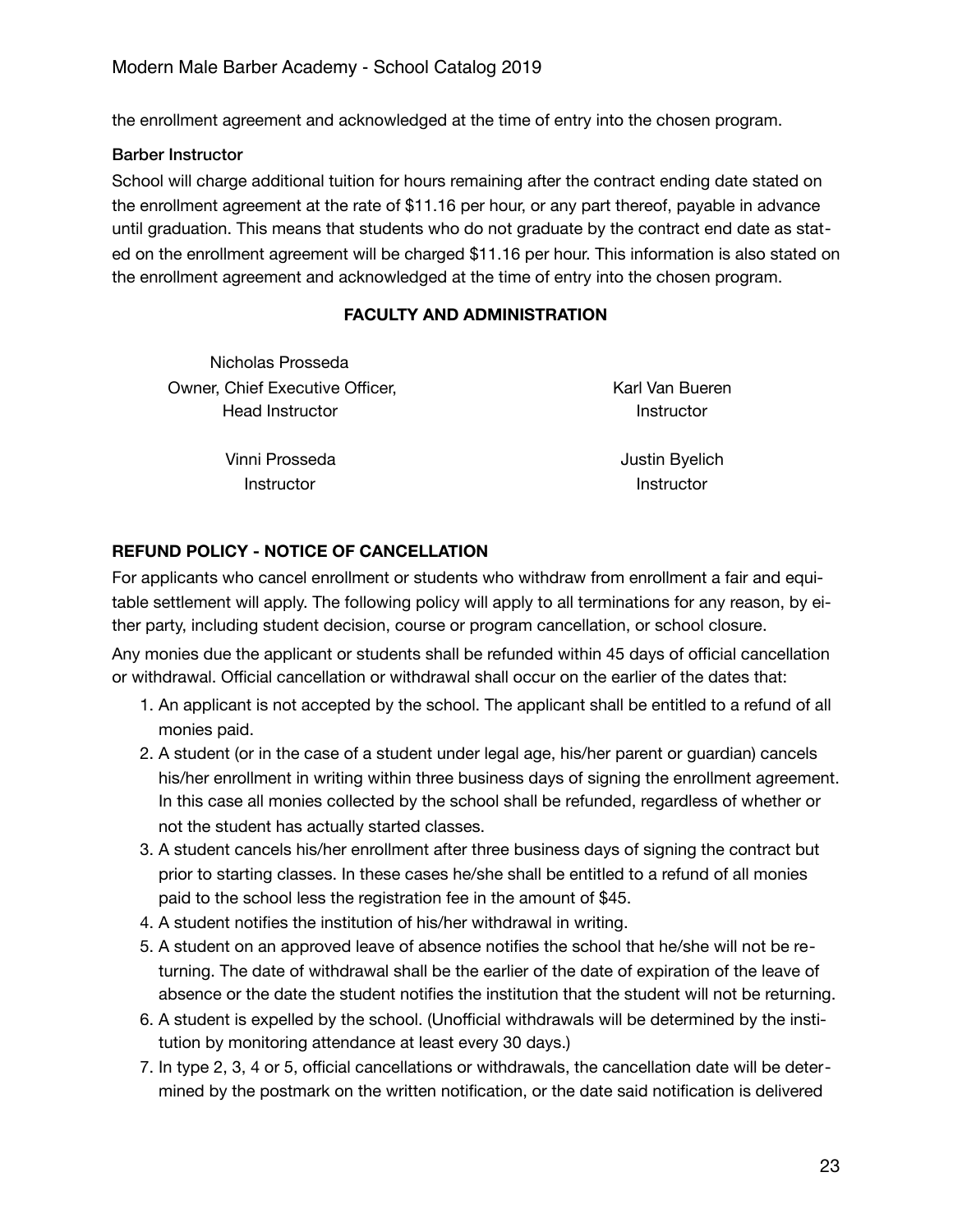the enrollment agreement and acknowledged at the time of entry into the chosen program.

### Barber Instructor

School will charge additional tuition for hours remaining after the contract ending date stated on the enrollment agreement at the rate of $11.16 per hour, or any part thereof, payable in advance until graduation. This means that students who do not graduate by the contract end date as stated on the enrollment agreement will be charged $11.16 per hour. This information is also stated on the enrollment agreement and acknowledged at the time of entry into the chosen program.

## FACULTY AND ADMINISTRATION

Nicholas Prosseda
Owner, Chief Executive Officer,
Head Instructor

Karl Van Bueren
Instructor

Vinni Prosseda
Instructor

Justin Byelich
Instructor

## REFUND POLICY - NOTICE OF CANCELLATION

For applicants who cancel enrollment or students who withdraw from enrollment a fair and equitable settlement will apply. The following policy will apply to all terminations for any reason, by either party, including student decision, course or program cancellation, or school closure.

Any monies due the applicant or students shall be refunded within 45 days of official cancellation or withdrawal. Official cancellation or withdrawal shall occur on the earlier of the dates that:

1. An applicant is not accepted by the school. The applicant shall be entitled to a refund of all monies paid.
2. A student (or in the case of a student under legal age, his/her parent or guardian) cancels his/her enrollment in writing within three business days of signing the enrollment agreement. In this case all monies collected by the school shall be refunded, regardless of whether or not the student has actually started classes.
3. A student cancels his/her enrollment after three business days of signing the contract but prior to starting classes. In these cases he/she shall be entitled to a refund of all monies paid to the school less the registration fee in the amount of $45.
4. A student notifies the institution of his/her withdrawal in writing.
5. A student on an approved leave of absence notifies the school that he/she will not be returning. The date of withdrawal shall be the earlier of the date of expiration of the leave of absence or the date the student notifies the institution that the student will not be returning.
6. A student is expelled by the school. (Unofficial withdrawals will be determined by the institution by monitoring attendance at least every 30 days.)
7. In type 2, 3, 4 or 5, official cancellations or withdrawals, the cancellation date will be determined by the postmark on the written notification, or the date said notification is delivered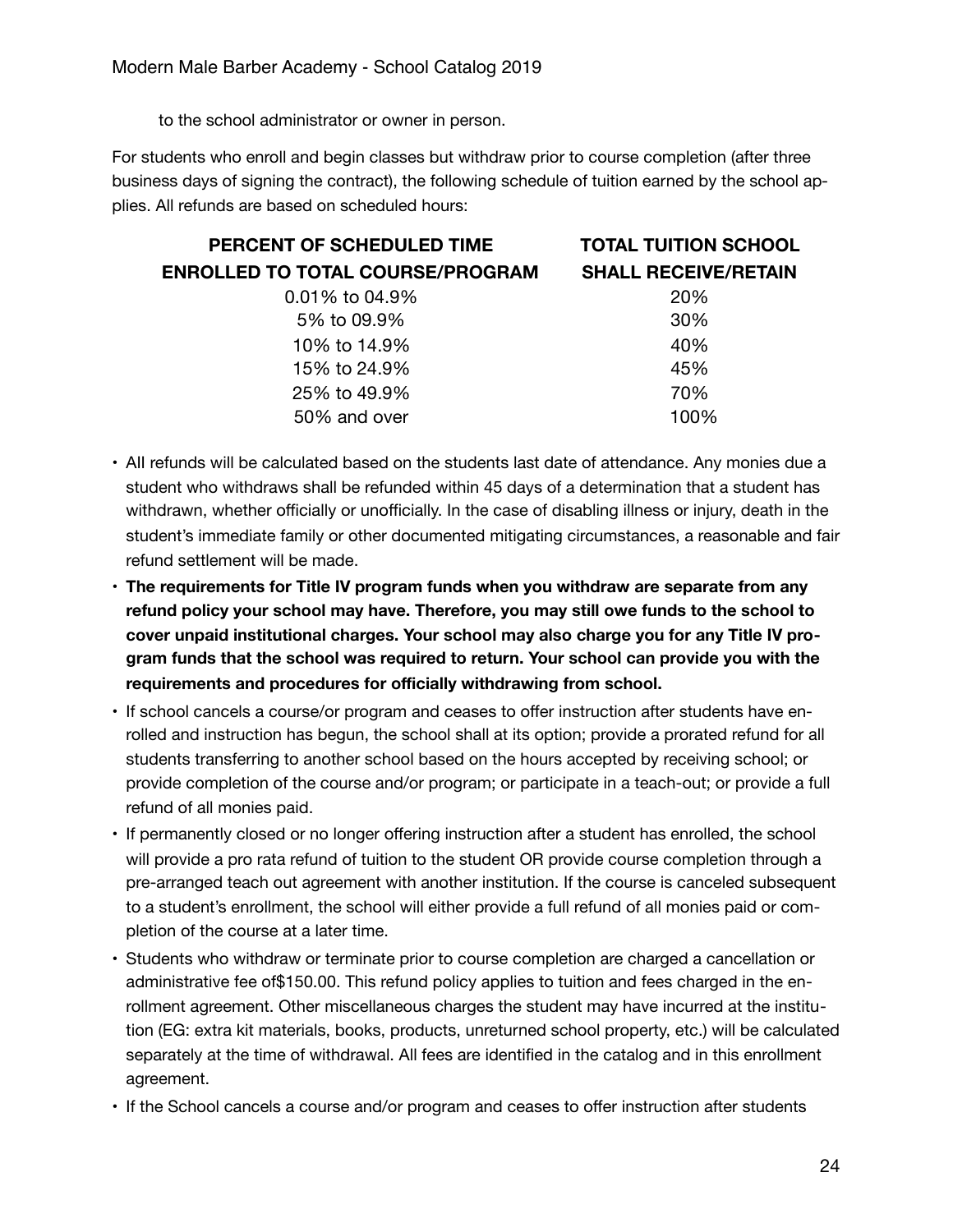to the school administrator or owner in person.

For students who enroll and begin classes but withdraw prior to course completion (after three business days of signing the contract), the following schedule of tuition earned by the school applies. All refunds are based on scheduled hours:

| PERCENT OF SCHEDULED TIME ENROLLED TO TOTAL COURSE/PROGRAM | TOTAL TUITION SCHOOL SHALL RECEIVE/RETAIN |
|---|---|
| 0.01% to 04.9% | 20% |
| 5% to 09.9% | 30% |
| 10% to 14.9% | 40% |
| 15% to 24.9% | 45% |
| 25% to 49.9% | 70% |
| 50% and over | 100% |

- All refunds will be calculated based on the students last date of attendance. Any monies due a student who withdraws shall be refunded within 45 days of a determination that a student has withdrawn, whether officially or unofficially. In the case of disabling illness or injury, death in the student's immediate family or other documented mitigating circumstances, a reasonable and fair refund settlement will be made.
- **The requirements for Title IV program funds when you withdraw are separate from any refund policy your school may have. Therefore, you may still owe funds to the school to cover unpaid institutional charges. Your school may also charge you for any Title IV program funds that the school was required to return. Your school can provide you with the requirements and procedures for officially withdrawing from school.**
- If school cancels a course/or program and ceases to offer instruction after students have enrolled and instruction has begun, the school shall at its option; provide a prorated refund for all students transferring to another school based on the hours accepted by receiving school; or provide completion of the course and/or program; or participate in a teach-out; or provide a full refund of all monies paid.
- If permanently closed or no longer offering instruction after a student has enrolled, the school will provide a pro rata refund of tuition to the student OR provide course completion through a pre-arranged teach out agreement with another institution. If the course is canceled subsequent to a student's enrollment, the school will either provide a full refund of all monies paid or completion of the course at a later time.
- Students who withdraw or terminate prior to course completion are charged a cancellation or administrative fee of$150.00. This refund policy applies to tuition and fees charged in the enrollment agreement. Other miscellaneous charges the student may have incurred at the institution (EG: extra kit materials, books, products, unreturned school property, etc.) will be calculated separately at the time of withdrawal. All fees are identified in the catalog and in this enrollment agreement.
- If the School cancels a course and/or program and ceases to offer instruction after students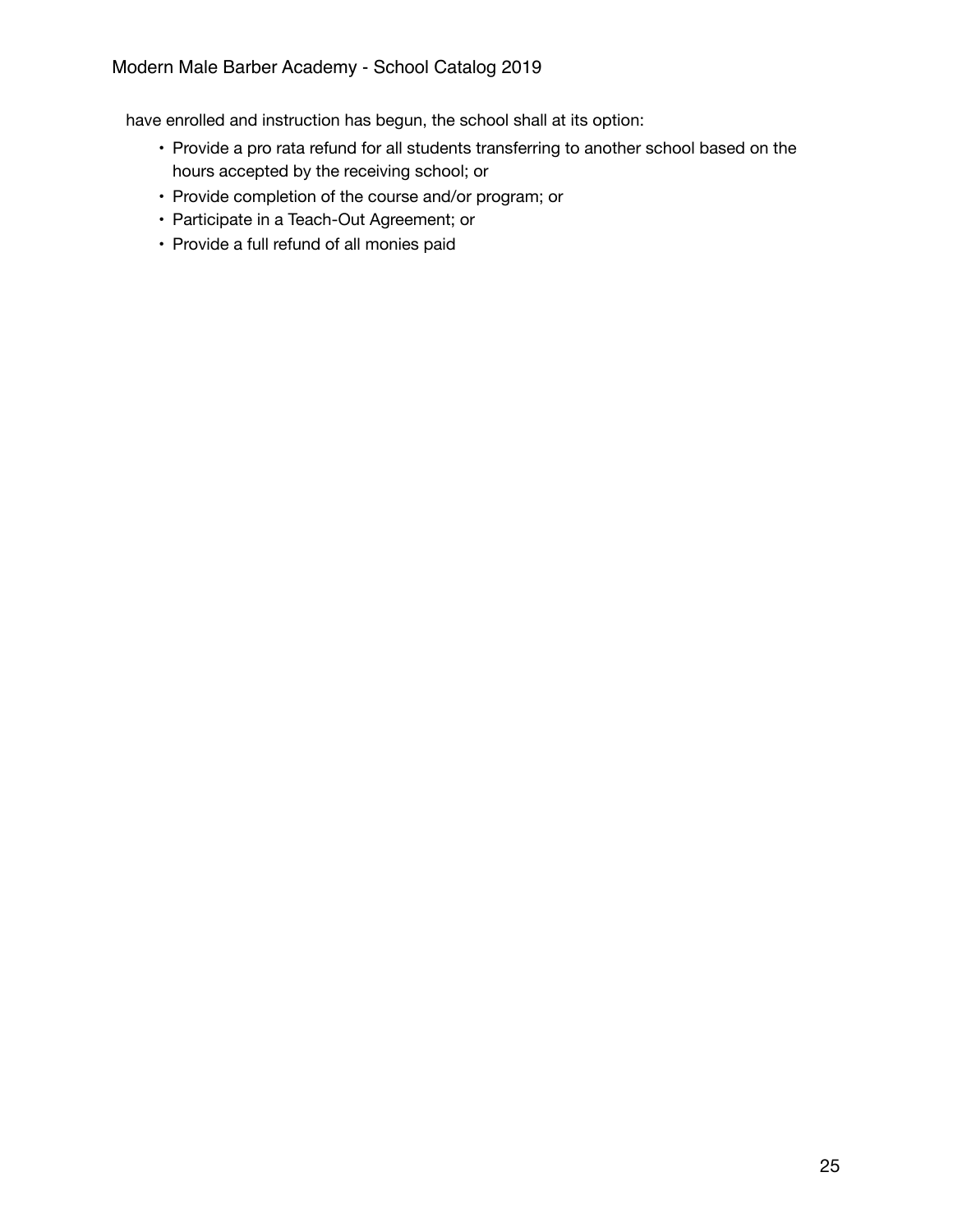have enrolled and instruction has begun, the school shall at its option:

- Provide a pro rata refund for all students transferring to another school based on the hours accepted by the receiving school; or
- Provide completion of the course and/or program; or
- Participate in a Teach-Out Agreement; or
- Provide a full refund of all monies paid